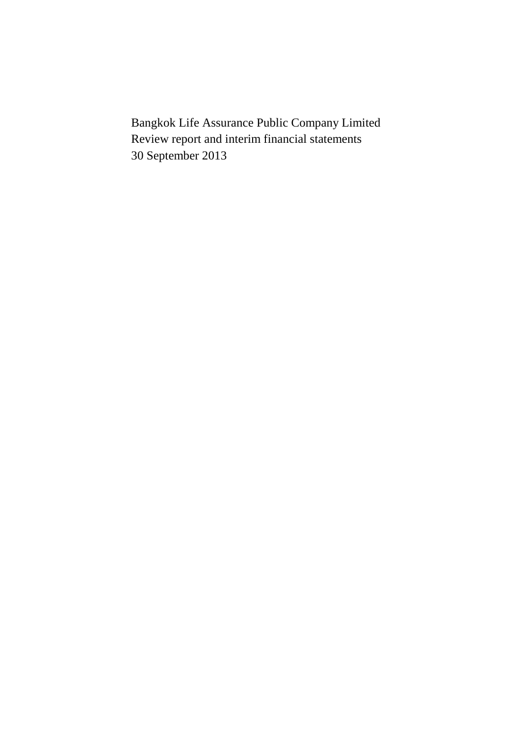Bangkok Life Assurance Public Company Limited
Review report and interim financial statements
30 September 2013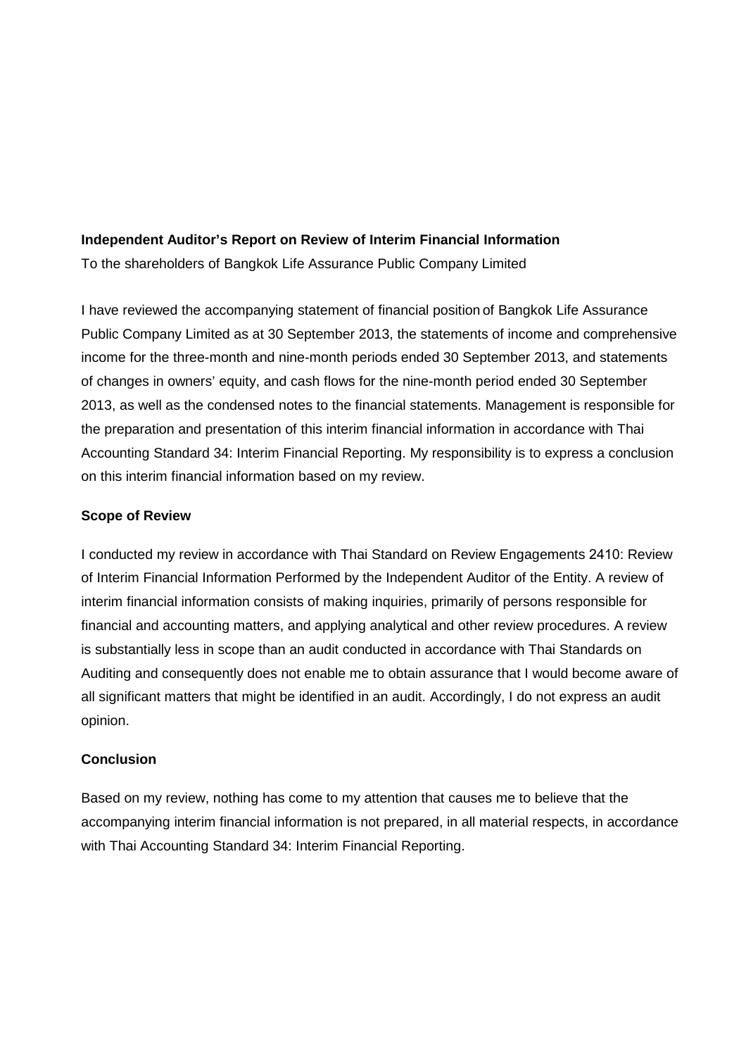**Independent Auditor's Report on Review of Interim Financial Information**

To the shareholders of Bangkok Life Assurance Public Company Limited

I have reviewed the accompanying statement of financial position of Bangkok Life Assurance Public Company Limited as at 30 September 2013, the statements of income and comprehensive income for the three-month and nine-month periods ended 30 September 2013, and statements of changes in owners' equity, and cash flows for the nine-month period ended 30 September 2013, as well as the condensed notes to the financial statements. Management is responsible for the preparation and presentation of this interim financial information in accordance with Thai Accounting Standard 34: Interim Financial Reporting. My responsibility is to express a conclusion on this interim financial information based on my review.

**Scope of Review**

I conducted my review in accordance with Thai Standard on Review Engagements 2410: Review of Interim Financial Information Performed by the Independent Auditor of the Entity. A review of interim financial information consists of making inquiries, primarily of persons responsible for financial and accounting matters, and applying analytical and other review procedures. A review is substantially less in scope than an audit conducted in accordance with Thai Standards on Auditing and consequently does not enable me to obtain assurance that I would become aware of all significant matters that might be identified in an audit. Accordingly, I do not express an audit opinion.

**Conclusion**

Based on my review, nothing has come to my attention that causes me to believe that the accompanying interim financial information is not prepared, in all material respects, in accordance with Thai Accounting Standard 34: Interim Financial Reporting.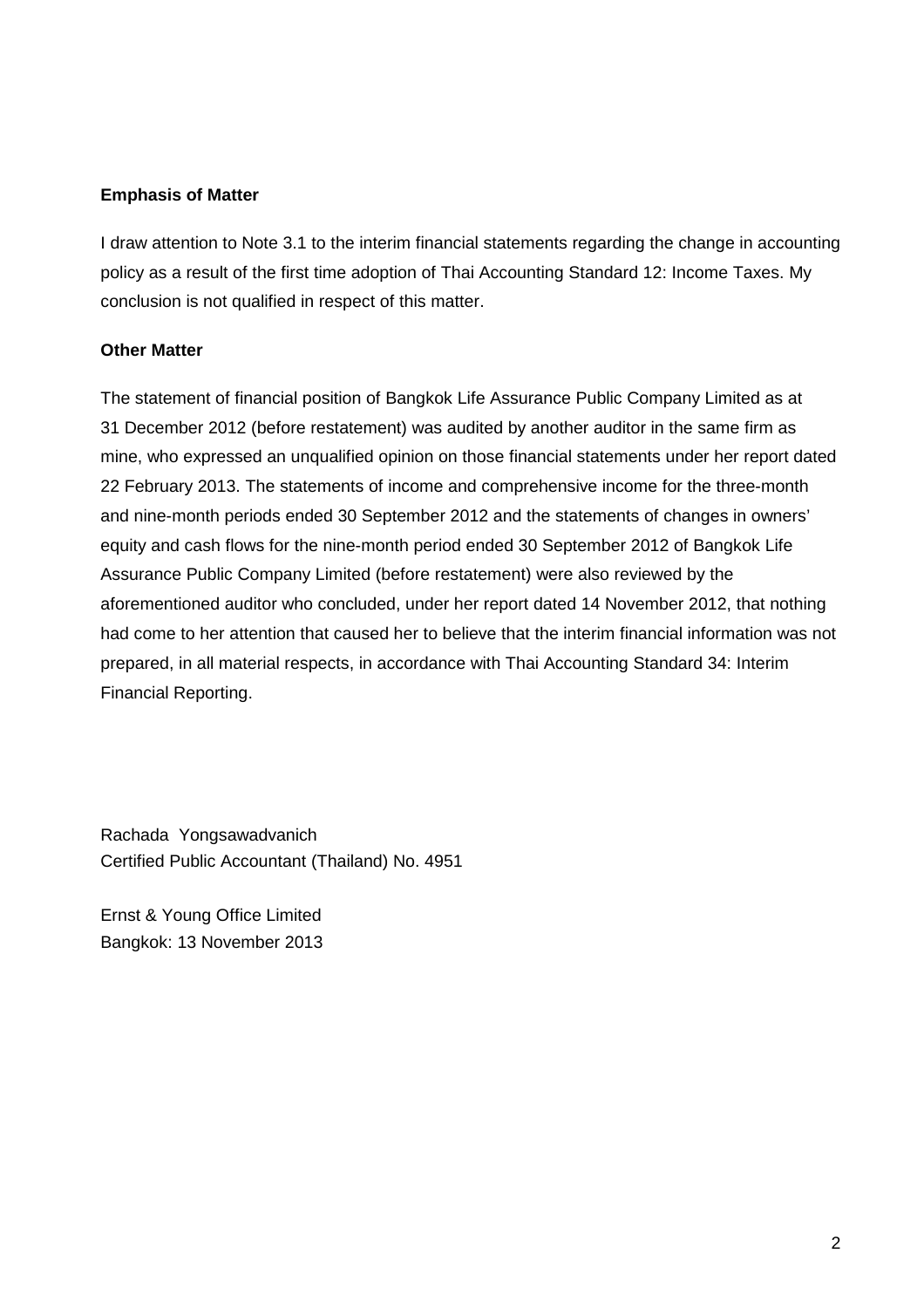**Emphasis of Matter**

I draw attention to Note 3.1 to the interim financial statements regarding the change in accounting policy as a result of the first time adoption of Thai Accounting Standard 12: Income Taxes. My conclusion is not qualified in respect of this matter.

**Other Matter**

The statement of financial position of Bangkok Life Assurance Public Company Limited as at 31 December 2012 (before restatement) was audited by another auditor in the same firm as mine, who expressed an unqualified opinion on those financial statements under her report dated 22 February 2013. The statements of income and comprehensive income for the three-month and nine-month periods ended 30 September 2012 and the statements of changes in owners' equity and cash flows for the nine-month period ended 30 September 2012 of Bangkok Life Assurance Public Company Limited (before restatement) were also reviewed by the aforementioned auditor who concluded, under her report dated 14 November 2012, that nothing had come to her attention that caused her to believe that the interim financial information was not prepared, in all material respects, in accordance with Thai Accounting Standard 34: Interim Financial Reporting.

Rachada Yongsawadvanich
Certified Public Accountant (Thailand) No. 4951

Ernst & Young Office Limited
Bangkok: 13 November 2013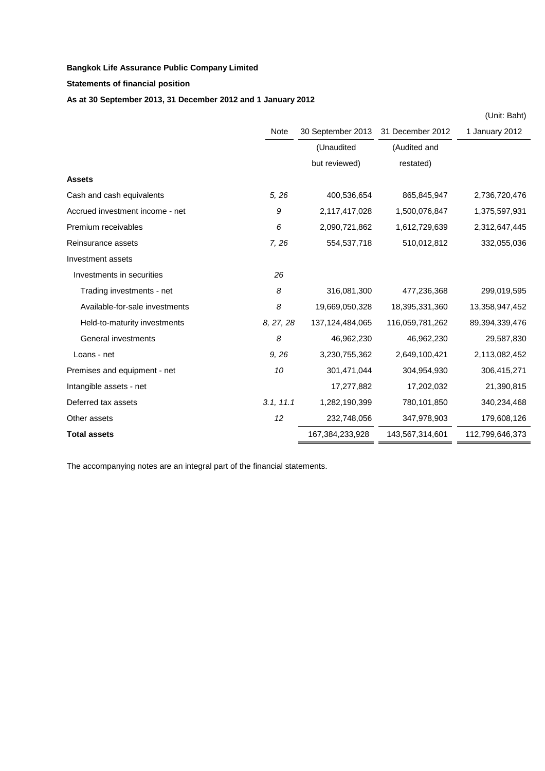**Bangkok Life Assurance Public Company Limited**

**Statements of financial position**

**As at 30 September 2013, 31 December 2012 and 1 January 2012**

(Unit: Baht)

| | Note | 30 September 2013 | 31 December 2012 | 1 January 2012 |
|---|---|---|---|---|
| | | (Unaudited but reviewed) | (Audited and restated) | |
| **Assets** | | | | |
| Cash and cash equivalents | *5, 26* | 400,536,654 | 865,845,947 | 2,736,720,476 |
| Accrued investment income - net | *9* | 2,117,417,028 | 1,500,076,847 | 1,375,597,931 |
| Premium receivables | *6* | 2,090,721,862 | 1,612,729,639 | 2,312,647,445 |
| Reinsurance assets | *7, 26* | 554,537,718 | 510,012,812 | 332,055,036 |
| Investment assets | | | | |
| Investments in securities | *26* | | | |
| Trading investments - net | *8* | 316,081,300 | 477,236,368 | 299,019,595 |
| Available-for-sale investments | *8* | 19,669,050,328 | 18,395,331,360 | 13,358,947,452 |
| Held-to-maturity investments | *8, 27, 28* | 137,124,484,065 | 116,059,781,262 | 89,394,339,476 |
| General investments | *8* | 46,962,230 | 46,962,230 | 29,587,830 |
| Loans - net | *9, 26* | 3,230,755,362 | 2,649,100,421 | 2,113,082,452 |
| Premises and equipment - net | *10* | 301,471,044 | 304,954,930 | 306,415,271 |
| Intangible assets - net | | 17,277,882 | 17,202,032 | 21,390,815 |
| Deferred tax assets | *3.1, 11.1* | 1,282,190,399 | 780,101,850 | 340,234,468 |
| Other assets | *12* | 232,748,056 | 347,978,903 | 179,608,126 |
| **Total assets** | | 167,384,233,928 | 143,567,314,601 | 112,799,646,373 |

The accompanying notes are an integral part of the financial statements.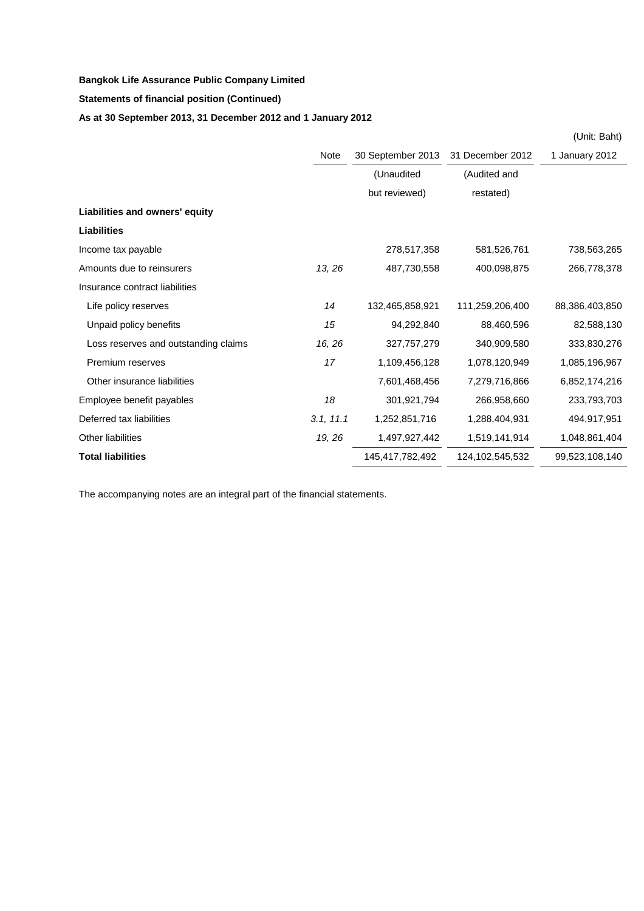**Bangkok Life Assurance Public Company Limited**

**Statements of financial position (Continued)**

**As at 30 September 2013, 31 December 2012 and 1 January 2012**

(Unit: Baht)

| | Note | 30 September 2013 | 31 December 2012 | 1 January 2012 |
|---|---|---|---|---|
| | | (Unaudited but reviewed) | (Audited and restated) | |
| **Liabilities and owners' equity** | | | | |
| **Liabilities** | | | | |
| Income tax payable | | 278,517,358 | 581,526,761 | 738,563,265 |
| Amounts due to reinsurers | *13, 26* | 487,730,558 | 400,098,875 | 266,778,378 |
| Insurance contract liabilities | | | | |
| Life policy reserves | *14* | 132,465,858,921 | 111,259,206,400 | 88,386,403,850 |
| Unpaid policy benefits | *15* | 94,292,840 | 88,460,596 | 82,588,130 |
| Loss reserves and outstanding claims | *16, 26* | 327,757,279 | 340,909,580 | 333,830,276 |
| Premium reserves | *17* | 1,109,456,128 | 1,078,120,949 | 1,085,196,967 |
| Other insurance liabilities | | 7,601,468,456 | 7,279,716,866 | 6,852,174,216 |
| Employee benefit payables | *18* | 301,921,794 | 266,958,660 | 233,793,703 |
| Deferred tax liabilities | *3.1, 11.1* | 1,252,851,716 | 1,288,404,931 | 494,917,951 |
| Other liabilities | *19, 26* | 1,497,927,442 | 1,519,141,914 | 1,048,861,404 |
| **Total liabilities** | | 145,417,782,492 | 124,102,545,532 | 99,523,108,140 |

The accompanying notes are an integral part of the financial statements.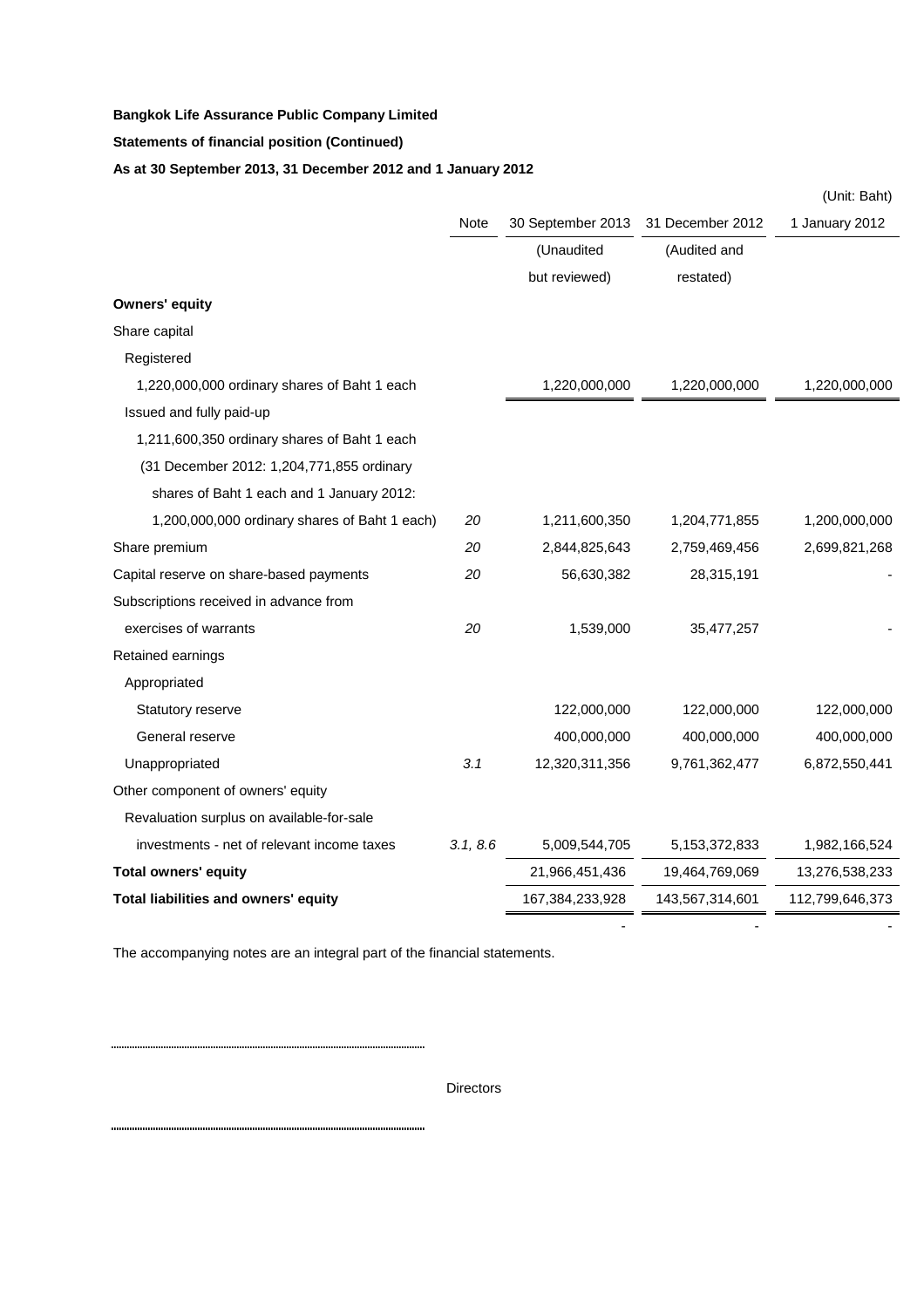**Bangkok Life Assurance Public Company Limited**

**Statements of financial position (Continued)**

**As at 30 September 2013, 31 December 2012 and 1 January 2012**

(Unit: Baht)

| | Note | 30 September 2013 | 31 December 2012 | 1 January 2012 |
|---|---|---|---|---|
| | | (Unaudited but reviewed) | (Audited and restated) | |
| **Owners' equity** | | | | |
| Share capital | | | | |
| Registered | | | | |
| 1,220,000,000 ordinary shares of Baht 1 each | | 1,220,000,000 | 1,220,000,000 | 1,220,000,000 |
| Issued and fully paid-up | | | | |
| 1,211,600,350 ordinary shares of Baht 1 each (31 December 2012: 1,204,771,855 ordinary shares of Baht 1 each and 1 January 2012: 1,200,000,000 ordinary shares of Baht 1 each) | *20* | 1,211,600,350 | 1,204,771,855 | 1,200,000,000 |
| Share premium | *20* | 2,844,825,643 | 2,759,469,456 | 2,699,821,268 |
| Capital reserve on share-based payments | *20* | 56,630,382 | 28,315,191 | - |
| Subscriptions received in advance from exercises of warrants | *20* | 1,539,000 | 35,477,257 | - |
| Retained earnings | | | | |
| Appropriated | | | | |
| Statutory reserve | | 122,000,000 | 122,000,000 | 122,000,000 |
| General reserve | | 400,000,000 | 400,000,000 | 400,000,000 |
| Unappropriated | *3.1* | 12,320,311,356 | 9,761,362,477 | 6,872,550,441 |
| Other component of owners' equity | | | | |
| Revaluation surplus on available-for-sale investments - net of relevant income taxes | *3.1, 8.6* | 5,009,544,705 | 5,153,372,833 | 1,982,166,524 |
| **Total owners' equity** | | 21,966,451,436 | 19,464,769,069 | 13,276,538,233 |
| **Total liabilities and owners' equity** | | 167,384,233,928 | 143,567,314,601 | 112,799,646,373 |
| | | - | - | - |

The accompanying notes are an integral part of the financial statements.

.......................................................................................................

Directors

.......................................................................................................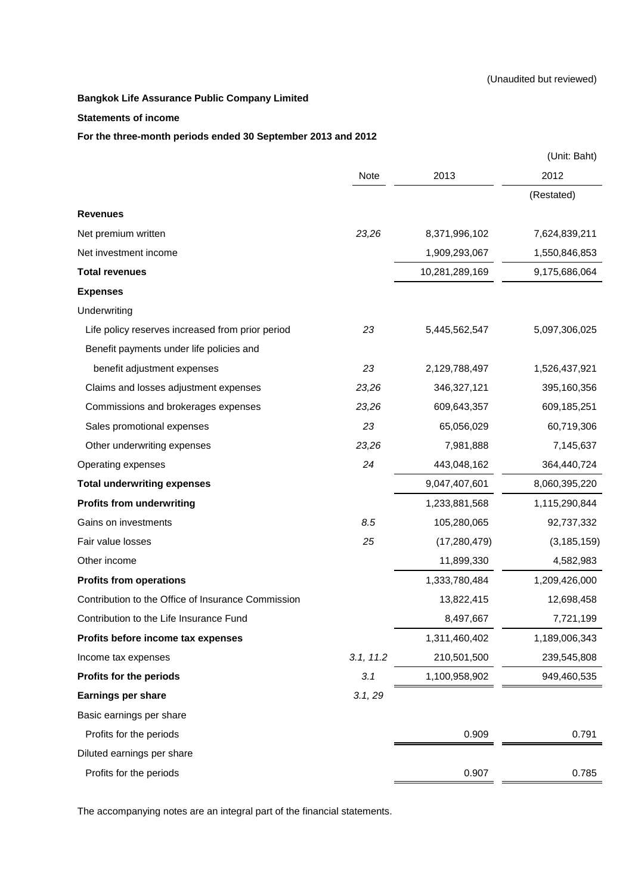(Unaudited but reviewed)

**Bangkok Life Assurance Public Company Limited**

**Statements of income**

**For the three-month periods ended 30 September 2013 and 2012**

(Unit: Baht)

| | Note | 2013 | 2012 |
|---|---|---|---|
| | | | (Restated) |
| **Revenues** | | | |
| Net premium written | *23,26* | 8,371,996,102 | 7,624,839,211 |
| Net investment income | | 1,909,293,067 | 1,550,846,853 |
| **Total revenues** | | 10,281,289,169 | 9,175,686,064 |
| **Expenses** | | | |
| Underwriting | | | |
| Life policy reserves increased from prior period | *23* | 5,445,562,547 | 5,097,306,025 |
| Benefit payments under life policies and benefit adjustment expenses | *23* | 2,129,788,497 | 1,526,437,921 |
| Claims and losses adjustment expenses | *23,26* | 346,327,121 | 395,160,356 |
| Commissions and brokerages expenses | *23,26* | 609,643,357 | 609,185,251 |
| Sales promotional expenses | *23* | 65,056,029 | 60,719,306 |
| Other underwriting expenses | *23,26* | 7,981,888 | 7,145,637 |
| Operating expenses | *24* | 443,048,162 | 364,440,724 |
| **Total underwriting expenses** | | 9,047,407,601 | 8,060,395,220 |
| **Profits from underwriting** | | 1,233,881,568 | 1,115,290,844 |
| Gains on investments | *8.5* | 105,280,065 | 92,737,332 |
| Fair value losses | *25* | (17,280,479) | (3,185,159) |
| Other income | | 11,899,330 | 4,582,983 |
| **Profits from operations** | | 1,333,780,484 | 1,209,426,000 |
| Contribution to the Office of Insurance Commission | | 13,822,415 | 12,698,458 |
| Contribution to the Life Insurance Fund | | 8,497,667 | 7,721,199 |
| **Profits before income tax expenses** | | 1,311,460,402 | 1,189,006,343 |
| Income tax expenses | *3.1, 11.2* | 210,501,500 | 239,545,808 |
| **Profits for the periods** | *3.1* | 1,100,958,902 | 949,460,535 |
| **Earnings per share** | *3.1, 29* | | |
| Basic earnings per share | | | |
| Profits for the periods | | 0.909 | 0.791 |
| Diluted earnings per share | | | |
| Profits for the periods | | 0.907 | 0.785 |

The accompanying notes are an integral part of the financial statements.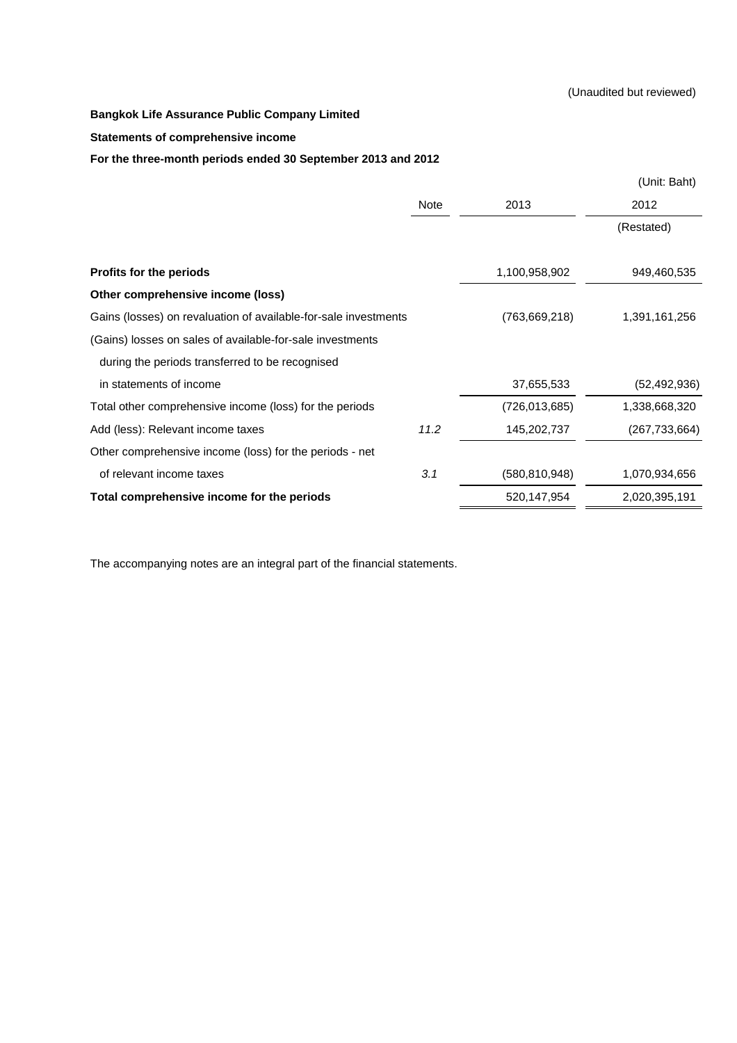(Unaudited but reviewed)

**Bangkok Life Assurance Public Company Limited**

**Statements of comprehensive income**

**For the three-month periods ended 30 September 2013 and 2012**

(Unit: Baht)

| | Note | 2013 | 2012 |
|---|---|---|---|
| | | | (Restated) |
| **Profits for the periods** | | 1,100,958,902 | 949,460,535 |
| **Other comprehensive income (loss)** | | | |
| Gains (losses) on revaluation of available-for-sale investments | | (763,669,218) | 1,391,161,256 |
| (Gains) losses on sales of available-for-sale investments during the periods transferred to be recognised in statements of income | | 37,655,533 | (52,492,936) |
| Total other comprehensive income (loss) for the periods | | (726,013,685) | 1,338,668,320 |
| Add (less): Relevant income taxes | *11.2* | 145,202,737 | (267,733,664) |
| Other comprehensive income (loss) for the periods - net of relevant income taxes | *3.1* | (580,810,948) | 1,070,934,656 |
| **Total comprehensive income for the periods** | | 520,147,954 | 2,020,395,191 |

The accompanying notes are an integral part of the financial statements.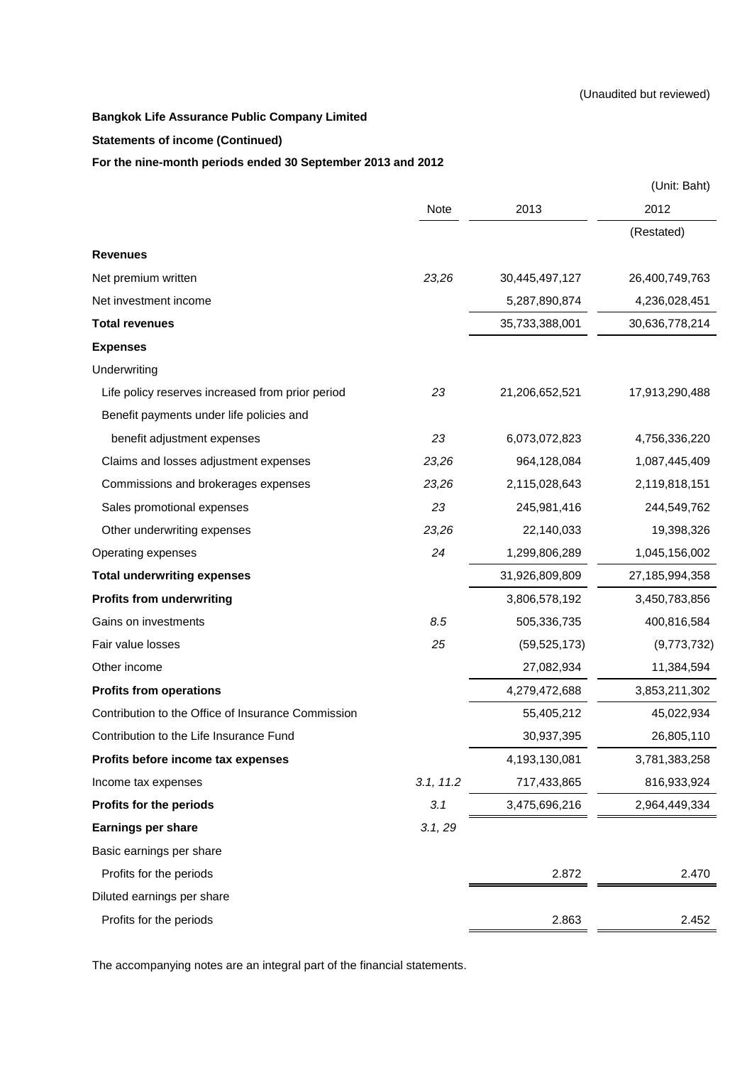(Unaudited but reviewed)

**Bangkok Life Assurance Public Company Limited**

**Statements of income (Continued)**

**For the nine-month periods ended 30 September 2013 and 2012**

(Unit: Baht)

| | Note | 2013 | 2012 |
|---|---|---|---|
| | | | (Restated) |
| **Revenues** | | | |
| Net premium written | *23,26* | 30,445,497,127 | 26,400,749,763 |
| Net investment income | | 5,287,890,874 | 4,236,028,451 |
| **Total revenues** | | 35,733,388,001 | 30,636,778,214 |
| **Expenses** | | | |
| Underwriting | | | |
| Life policy reserves increased from prior period | *23* | 21,206,652,521 | 17,913,290,488 |
| Benefit payments under life policies and benefit adjustment expenses | *23* | 6,073,072,823 | 4,756,336,220 |
| Claims and losses adjustment expenses | *23,26* | 964,128,084 | 1,087,445,409 |
| Commissions and brokerages expenses | *23,26* | 2,115,028,643 | 2,119,818,151 |
| Sales promotional expenses | *23* | 245,981,416 | 244,549,762 |
| Other underwriting expenses | *23,26* | 22,140,033 | 19,398,326 |
| Operating expenses | *24* | 1,299,806,289 | 1,045,156,002 |
| **Total underwriting expenses** | | 31,926,809,809 | 27,185,994,358 |
| **Profits from underwriting** | | 3,806,578,192 | 3,450,783,856 |
| Gains on investments | *8.5* | 505,336,735 | 400,816,584 |
| Fair value losses | *25* | (59,525,173) | (9,773,732) |
| Other income | | 27,082,934 | 11,384,594 |
| **Profits from operations** | | 4,279,472,688 | 3,853,211,302 |
| Contribution to the Office of Insurance Commission | | 55,405,212 | 45,022,934 |
| Contribution to the Life Insurance Fund | | 30,937,395 | 26,805,110 |
| **Profits before income tax expenses** | | 4,193,130,081 | 3,781,383,258 |
| Income tax expenses | *3.1, 11.2* | 717,433,865 | 816,933,924 |
| **Profits for the periods** | *3.1* | 3,475,696,216 | 2,964,449,334 |
| **Earnings per share** | *3.1, 29* | | |
| Basic earnings per share | | | |
| Profits for the periods | | 2.872 | 2.470 |
| Diluted earnings per share | | | |
| Profits for the periods | | 2.863 | 2.452 |

The accompanying notes are an integral part of the financial statements.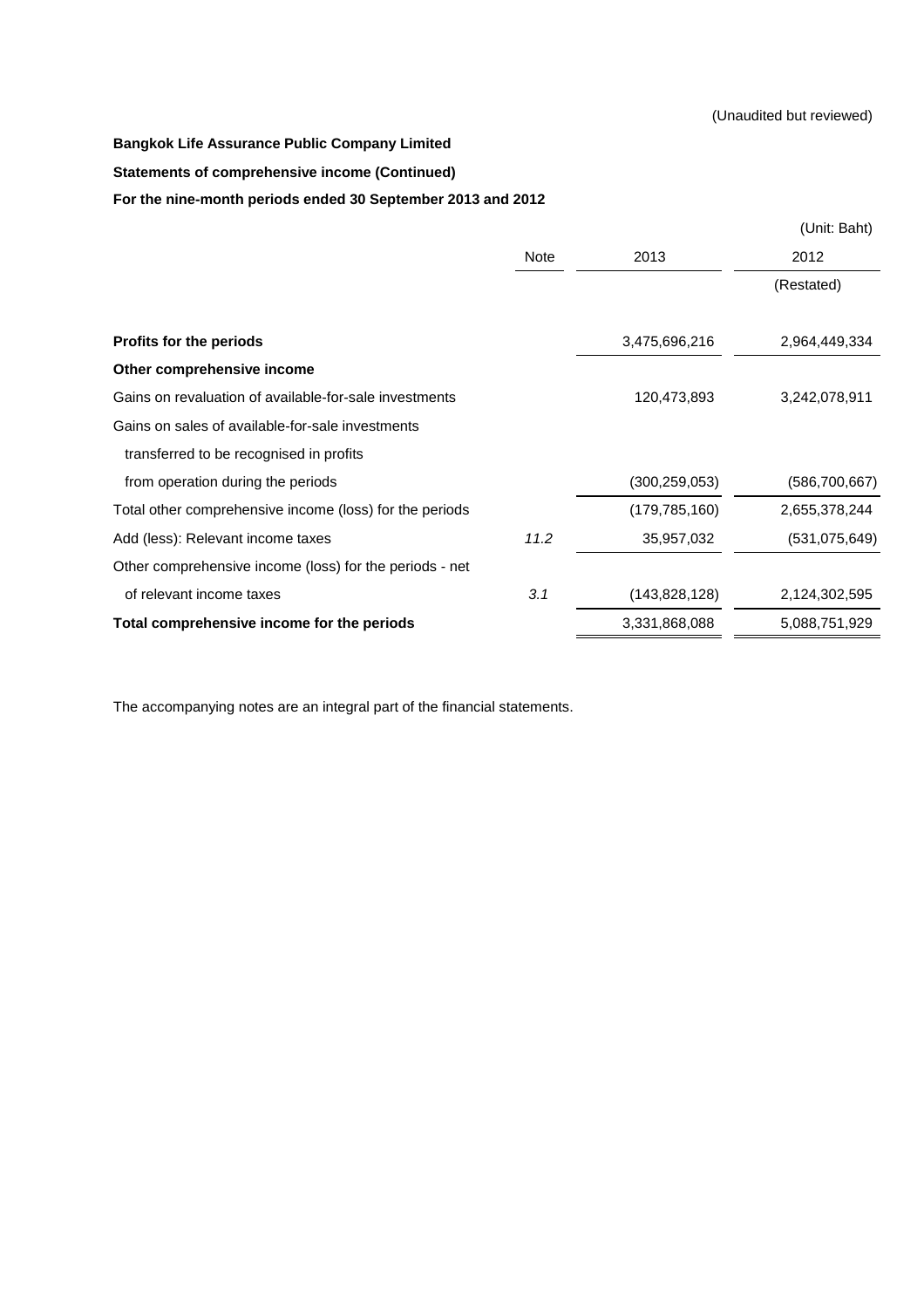(Unaudited but reviewed)

**Bangkok Life Assurance Public Company Limited**

**Statements of comprehensive income (Continued)**

**For the nine-month periods ended 30 September 2013 and 2012**

(Unit: Baht)

| | Note | 2013 | 2012 |
|---|---|---|---|
| | | | (Restated) |
| **Profits for the periods** | | 3,475,696,216 | 2,964,449,334 |
| **Other comprehensive income** | | | |
| Gains on revaluation of available-for-sale investments | | 120,473,893 | 3,242,078,911 |
| Gains on sales of available-for-sale investments transferred to be recognised in profits from operation during the periods | | (300,259,053) | (586,700,667) |
| Total other comprehensive income (loss) for the periods | | (179,785,160) | 2,655,378,244 |
| Add (less): Relevant income taxes | *11.2* | 35,957,032 | (531,075,649) |
| Other comprehensive income (loss) for the periods - net of relevant income taxes | *3.1* | (143,828,128) | 2,124,302,595 |
| **Total comprehensive income for the periods** | | 3,331,868,088 | 5,088,751,929 |

The accompanying notes are an integral part of the financial statements.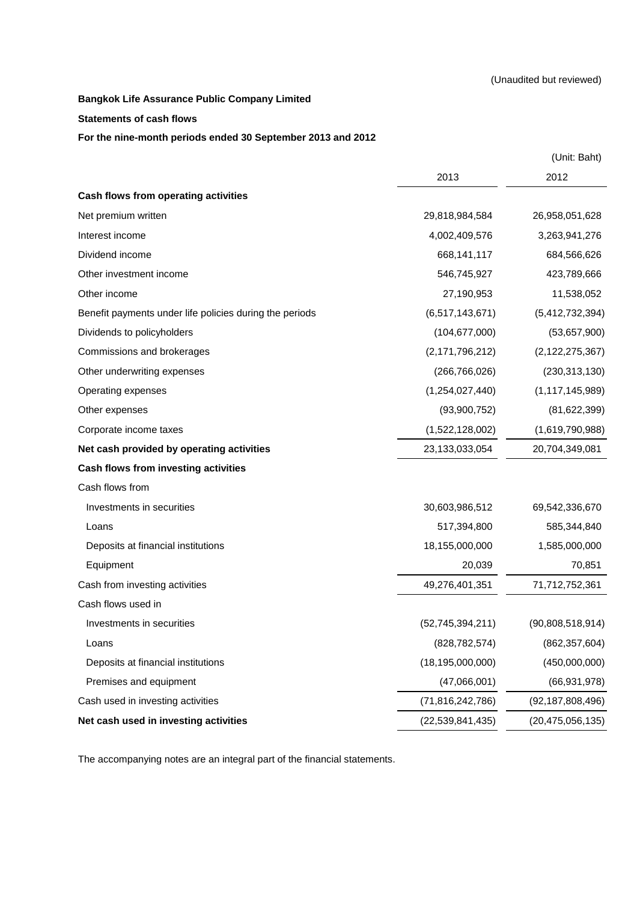(Unaudited but reviewed)

**Bangkok Life Assurance Public Company Limited**

**Statements of cash flows**

**For the nine-month periods ended 30 September 2013 and 2012**

(Unit: Baht)

| | 2013 | 2012 |
|---|---|---|
| **Cash flows from operating activities** | | |
| Net premium written | 29,818,984,584 | 26,958,051,628 |
| Interest income | 4,002,409,576 | 3,263,941,276 |
| Dividend income | 668,141,117 | 684,566,626 |
| Other investment income | 546,745,927 | 423,789,666 |
| Other income | 27,190,953 | 11,538,052 |
| Benefit payments under life policies during the periods | (6,517,143,671) | (5,412,732,394) |
| Dividends to policyholders | (104,677,000) | (53,657,900) |
| Commissions and brokerages | (2,171,796,212) | (2,122,275,367) |
| Other underwriting expenses | (266,766,026) | (230,313,130) |
| Operating expenses | (1,254,027,440) | (1,117,145,989) |
| Other expenses | (93,900,752) | (81,622,399) |
| Corporate income taxes | (1,522,128,002) | (1,619,790,988) |
| **Net cash provided by operating activities** | 23,133,033,054 | 20,704,349,081 |
| **Cash flows from investing activities** | | |
| Cash flows from | | |
| Investments in securities | 30,603,986,512 | 69,542,336,670 |
| Loans | 517,394,800 | 585,344,840 |
| Deposits at financial institutions | 18,155,000,000 | 1,585,000,000 |
| Equipment | 20,039 | 70,851 |
| Cash from investing activities | 49,276,401,351 | 71,712,752,361 |
| Cash flows used in | | |
| Investments in securities | (52,745,394,211) | (90,808,518,914) |
| Loans | (828,782,574) | (862,357,604) |
| Deposits at financial institutions | (18,195,000,000) | (450,000,000) |
| Premises and equipment | (47,066,001) | (66,931,978) |
| Cash used in investing activities | (71,816,242,786) | (92,187,808,496) |
| **Net cash used in investing activities** | (22,539,841,435) | (20,475,056,135) |

The accompanying notes are an integral part of the financial statements.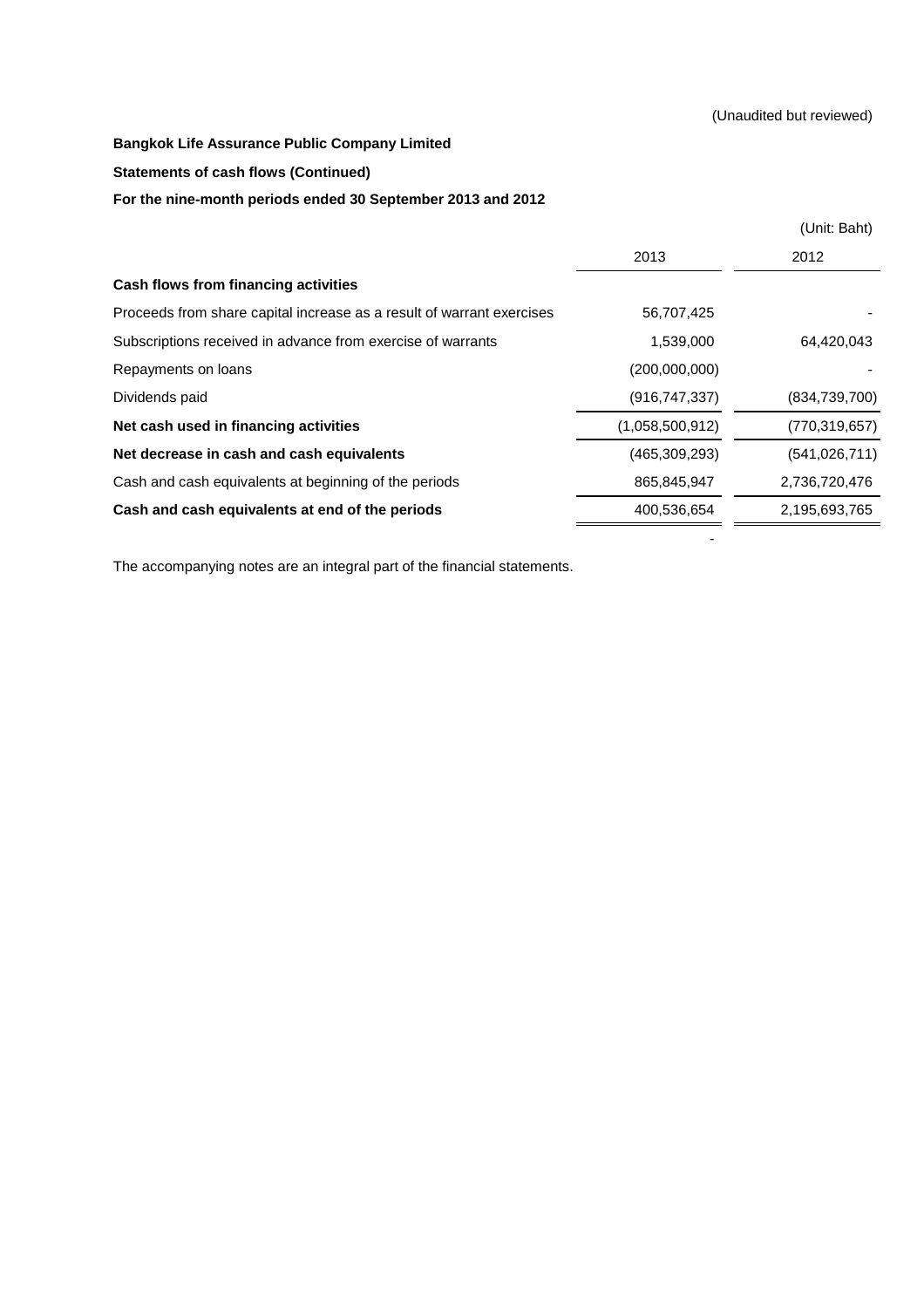(Unaudited but reviewed)

**Bangkok Life Assurance Public Company Limited**

**Statements of cash flows (Continued)**

**For the nine-month periods ended 30 September 2013 and 2012**

(Unit: Baht)

| | 2013 | 2012 |
|---|---|---|
| **Cash flows from financing activities** | | |
| Proceeds from share capital increase as a result of warrant exercises | 56,707,425 | - |
| Subscriptions received in advance from exercise of warrants | 1,539,000 | 64,420,043 |
| Repayments on loans | (200,000,000) | - |
| Dividends paid | (916,747,337) | (834,739,700) |
| **Net cash used in financing activities** | (1,058,500,912) | (770,319,657) |
| **Net decrease in cash and cash equivalents** | (465,309,293) | (541,026,711) |
| Cash and cash equivalents at beginning of the periods | 865,845,947 | 2,736,720,476 |
| **Cash and cash equivalents at end of the periods** | 400,536,654 | 2,195,693,765 |
| | - | |

The accompanying notes are an integral part of the financial statements.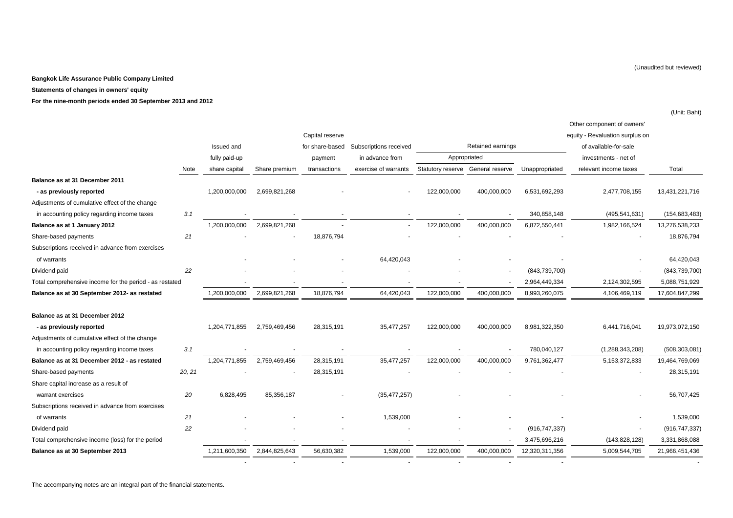(Unaudited but reviewed)

**Bangkok Life Assurance Public Company Limited**

**Statements of changes in owners' equity**

**For the nine-month periods ended 30 September 2013 and 2012**

(Unit: Baht)

| | Note | Issued and fully paid-up share capital | Share premium | Capital reserve for share-based payment transactions | Subscriptions received in advance from exercise of warrants | Retained earnings - Appropriated - Statutory reserve | Retained earnings - Appropriated - General reserve | Retained earnings - Unappropriated | Other component of owners' equity - Revaluation surplus on available-for-sale investments - net of relevant income taxes | Total |
|---|---|---|---|---|---|---|---|---|---|---|
| **Balance as at 31 December 2011** | | | | | | | | | | |
| **- as previously reported** | | 1,200,000,000 | 2,699,821,268 | - | - | 122,000,000 | 400,000,000 | 6,531,692,293 | 2,477,708,155 | 13,431,221,716 |
| Adjustments of cumulative effect of the change in accounting policy regarding income taxes | 3.1 | - | - | - | - | - | - | 340,858,148 | (495,541,631) | (154,683,483) |
| **Balance as at 1 January 2012** | | 1,200,000,000 | 2,699,821,268 | - | - | 122,000,000 | 400,000,000 | 6,872,550,441 | 1,982,166,524 | 13,276,538,233 |
| Share-based payments | 21 | - | - | 18,876,794 | - | - | - | - | - | 18,876,794 |
| Subscriptions received in advance from exercises of warrants | | - | - | - | 64,420,043 | - | - | - | - | 64,420,043 |
| Dividend paid | 22 | - | - | - | - | - | - | (843,739,700) | - | (843,739,700) |
| Total comprehensive income for the period - as restated | | - | - | - | - | - | - | 2,964,449,334 | 2,124,302,595 | 5,088,751,929 |
| **Balance as at 30 September 2012- as restated** | | 1,200,000,000 | 2,699,821,268 | 18,876,794 | 64,420,043 | 122,000,000 | 400,000,000 | 8,993,260,075 | 4,106,469,119 | 17,604,847,299 |
| | | | | | | | | | | |
| **Balance as at 31 December 2012** | | | | | | | | | | |
| **- as previously reported** | | 1,204,771,855 | 2,759,469,456 | 28,315,191 | 35,477,257 | 122,000,000 | 400,000,000 | 8,981,322,350 | 6,441,716,041 | 19,973,072,150 |
| Adjustments of cumulative effect of the change in accounting policy regarding income taxes | 3.1 | - | - | - | - | - | - | 780,040,127 | (1,288,343,208) | (508,303,081) |
| **Balance as at 31 December 2012 - as restated** | | 1,204,771,855 | 2,759,469,456 | 28,315,191 | 35,477,257 | 122,000,000 | 400,000,000 | 9,761,362,477 | 5,153,372,833 | 19,464,769,069 |
| Share-based payments | 20, 21 | - | - | 28,315,191 | - | - | - | - | - | 28,315,191 |
| Share capital increase as a result of warrant exercises | 20 | 6,828,495 | 85,356,187 | - | (35,477,257) | - | - | - | - | 56,707,425 |
| Subscriptions received in advance from exercises of warrants | 21 | - | - | - | 1,539,000 | - | - | - | - | 1,539,000 |
| Dividend paid | 22 | - | - | - | - | - | - | (916,747,337) | - | (916,747,337) |
| Total comprehensive income (loss) for the period | | - | - | - | - | - | - | 3,475,696,216 | (143,828,128) | 3,331,868,088 |
| **Balance as at 30 September 2013** | | 1,211,600,350 | 2,844,825,643 | 56,630,382 | 1,539,000 | 122,000,000 | 400,000,000 | 12,320,311,356 | 5,009,544,705 | 21,966,451,436 |
| | | - | - | - | - | - | - | - | | - |

The accompanying notes are an integral part of the financial statements.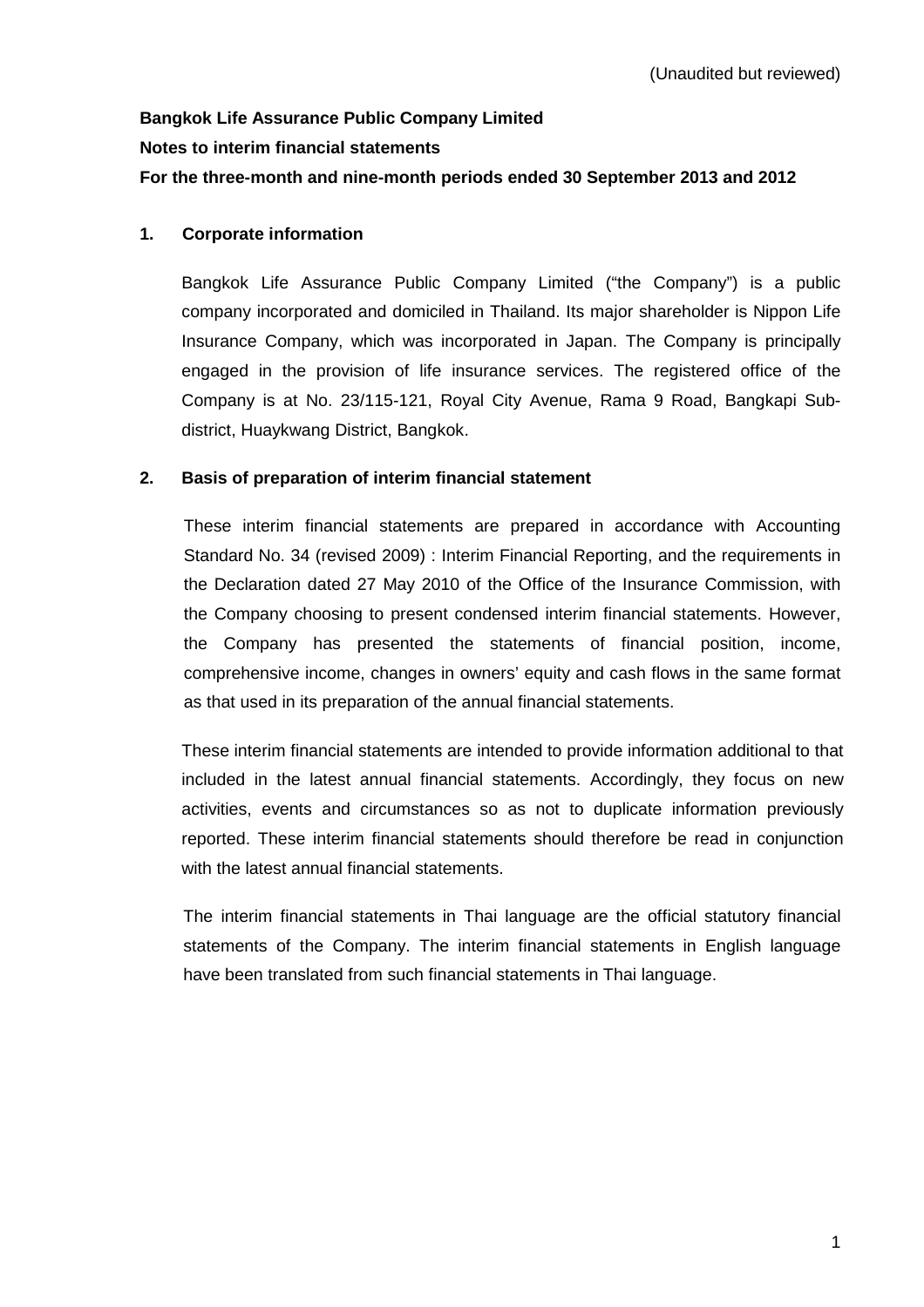(Unaudited but reviewed)

**Bangkok Life Assurance Public Company Limited**

**Notes to interim financial statements**

**For the three-month and nine-month periods ended 30 September 2013 and 2012**

## 1. Corporate information

Bangkok Life Assurance Public Company Limited ("the Company") is a public company incorporated and domiciled in Thailand. Its major shareholder is Nippon Life Insurance Company, which was incorporated in Japan. The Company is principally engaged in the provision of life insurance services. The registered office of the Company is at No. 23/115-121, Royal City Avenue, Rama 9 Road, Bangkapi Sub-district, Huaykwang District, Bangkok.

## 2. Basis of preparation of interim financial statement

These interim financial statements are prepared in accordance with Accounting Standard No. 34 (revised 2009) : Interim Financial Reporting, and the requirements in the Declaration dated 27 May 2010 of the Office of the Insurance Commission, with the Company choosing to present condensed interim financial statements. However, the Company has presented the statements of financial position, income, comprehensive income, changes in owners' equity and cash flows in the same format as that used in its preparation of the annual financial statements.

These interim financial statements are intended to provide information additional to that included in the latest annual financial statements. Accordingly, they focus on new activities, events and circumstances so as not to duplicate information previously reported. These interim financial statements should therefore be read in conjunction with the latest annual financial statements.

The interim financial statements in Thai language are the official statutory financial statements of the Company. The interim financial statements in English language have been translated from such financial statements in Thai language.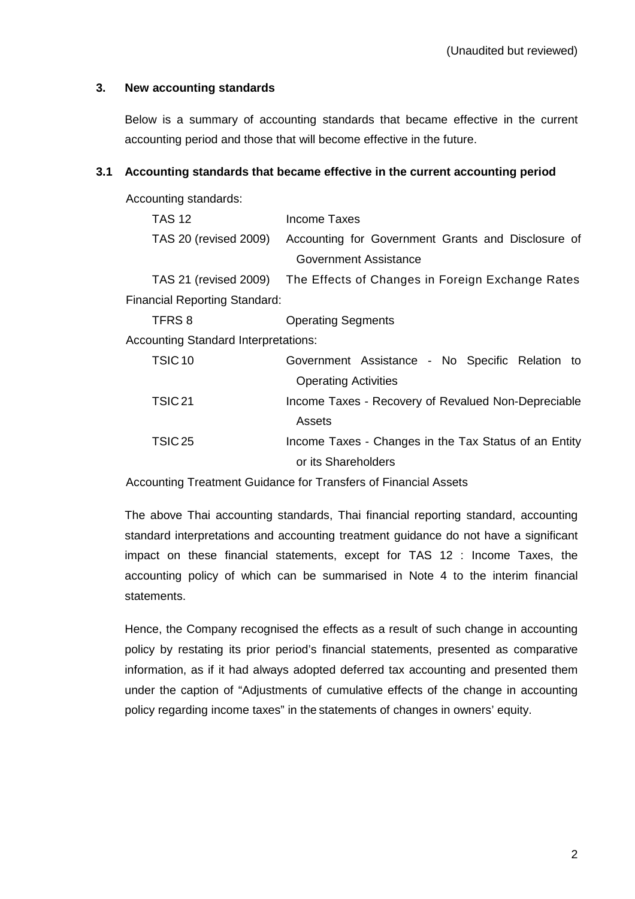(Unaudited but reviewed)

## 3. New accounting standards

Below is a summary of accounting standards that became effective in the current accounting period and those that will become effective in the future.

### 3.1 Accounting standards that became effective in the current accounting period

Accounting standards:

| | |
|---|---|
| TAS 12 | Income Taxes |
| TAS 20 (revised 2009) | Accounting for Government Grants and Disclosure of Government Assistance |
| TAS 21 (revised 2009) | The Effects of Changes in Foreign Exchange Rates |

Financial Reporting Standard:

| | |
|---|---|
| TFRS 8 | Operating Segments |

Accounting Standard Interpretations:

| | |
|---|---|
| TSIC 10 | Government Assistance - No Specific Relation to Operating Activities |
| TSIC 21 | Income Taxes - Recovery of Revalued Non-Depreciable Assets |
| TSIC 25 | Income Taxes - Changes in the Tax Status of an Entity or its Shareholders |

Accounting Treatment Guidance for Transfers of Financial Assets

The above Thai accounting standards, Thai financial reporting standard, accounting standard interpretations and accounting treatment guidance do not have a significant impact on these financial statements, except for TAS 12 : Income Taxes, the accounting policy of which can be summarised in Note 4 to the interim financial statements.

Hence, the Company recognised the effects as a result of such change in accounting policy by restating its prior period's financial statements, presented as comparative information, as if it had always adopted deferred tax accounting and presented them under the caption of "Adjustments of cumulative effects of the change in accounting policy regarding income taxes" in the statements of changes in owners' equity.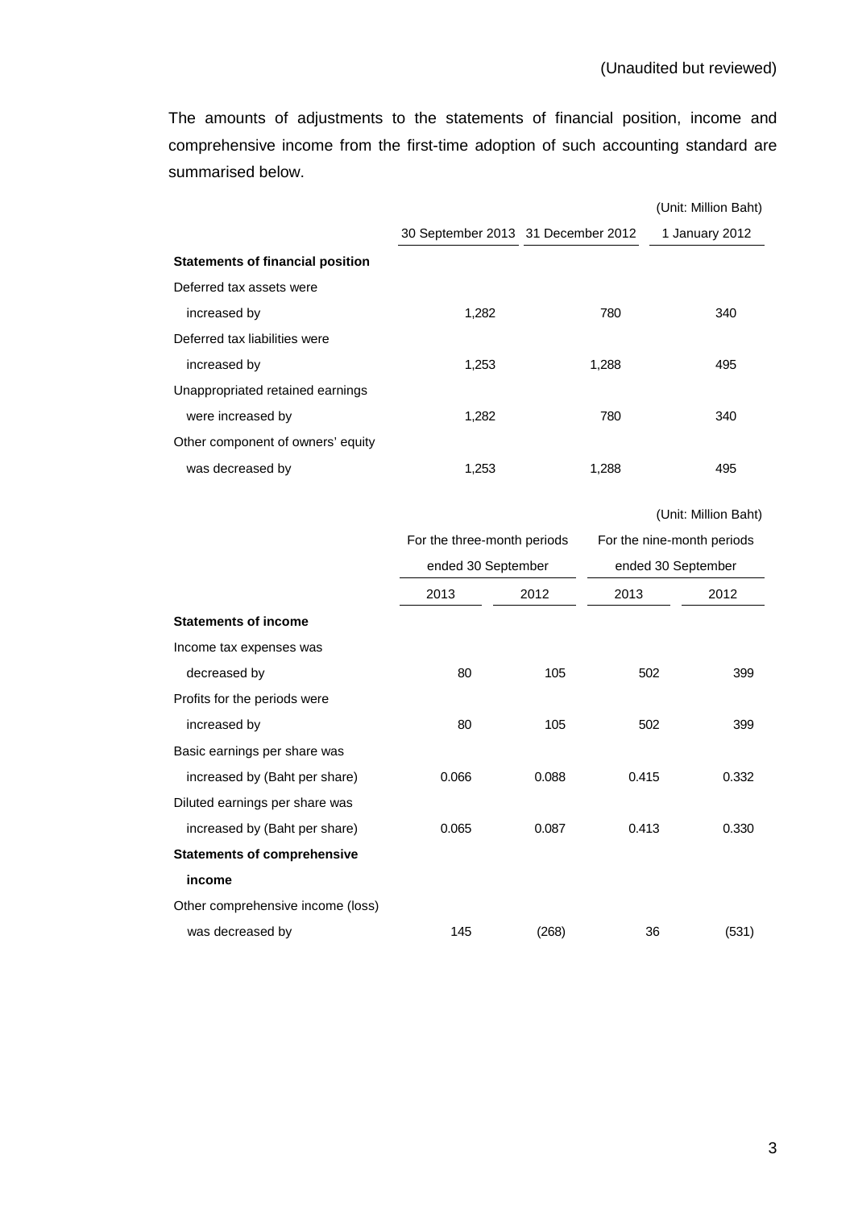(Unaudited but reviewed)

The amounts of adjustments to the statements of financial position, income and comprehensive income from the first-time adoption of such accounting standard are summarised below.

(Unit: Million Baht)

| | 30 September 2013 | 31 December 2012 | 1 January 2012 |
|---|---|---|---|
| **Statements of financial position** | | | |
| Deferred tax assets were increased by | 1,282 | 780 | 340 |
| Deferred tax liabilities were increased by | 1,253 | 1,288 | 495 |
| Unappropriated retained earnings were increased by | 1,282 | 780 | 340 |
| Other component of owners' equity was decreased by | 1,253 | 1,288 | 495 |

(Unit: Million Baht)

| | For the three-month periods ended 30 September | | For the nine-month periods ended 30 September | |
|---|---|---|---|---|
| | 2013 | 2012 | 2013 | 2012 |
| **Statements of income** | | | | |
| Income tax expenses was decreased by | 80 | 105 | 502 | 399 |
| Profits for the periods were increased by | 80 | 105 | 502 | 399 |
| Basic earnings per share was increased by (Baht per share) | 0.066 | 0.088 | 0.415 | 0.332 |
| Diluted earnings per share was increased by (Baht per share) | 0.065 | 0.087 | 0.413 | 0.330 |
| **Statements of comprehensive income** | | | | |
| Other comprehensive income (loss) was decreased by | 145 | (268) | 36 | (531) |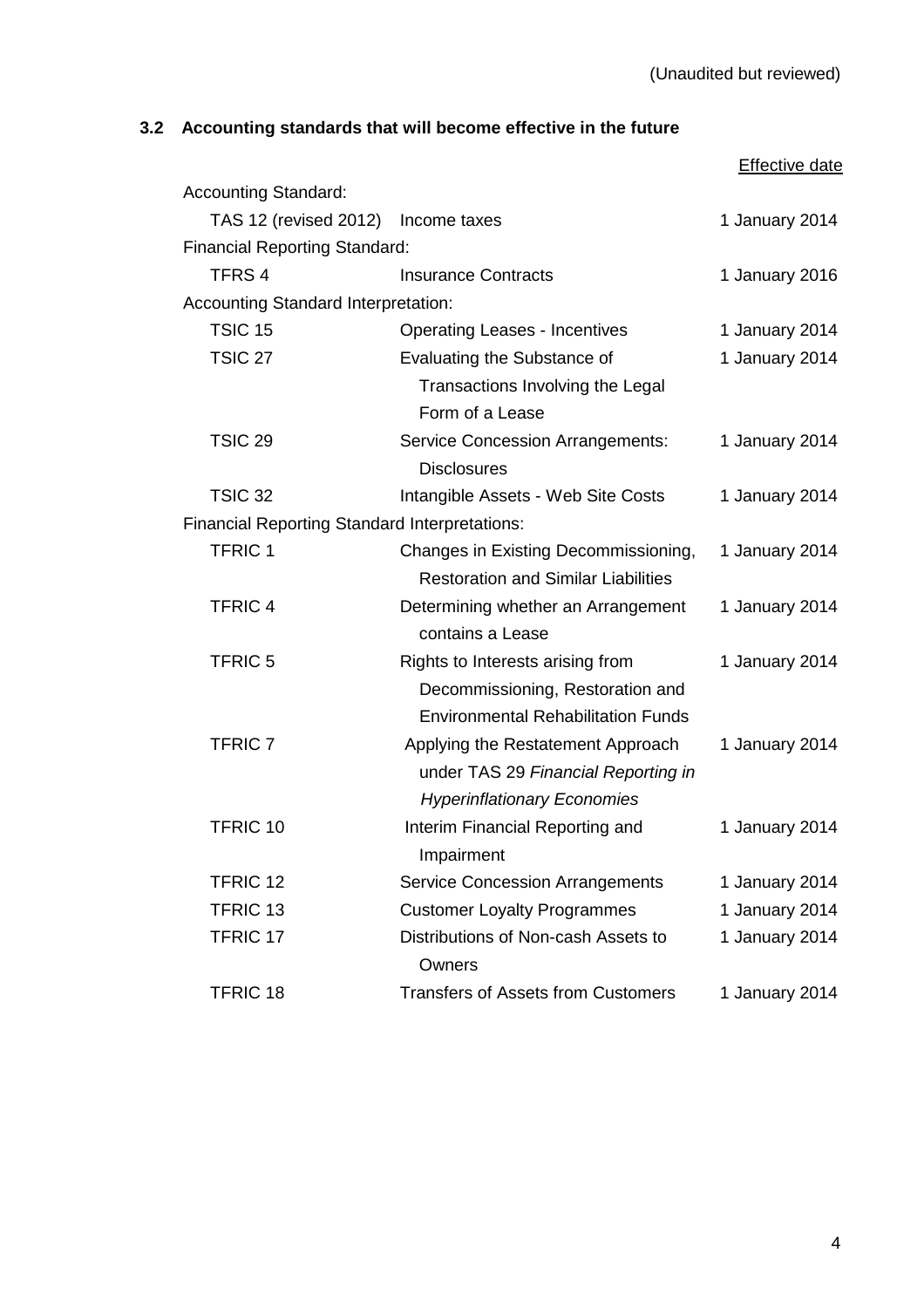(Unaudited but reviewed)

### 3.2 Accounting standards that will become effective in the future

| | | Effective date |
|---|---|---|
| Accounting Standard: | | |
| TAS 12 (revised 2012) | Income taxes | 1 January 2014 |
| Financial Reporting Standard: | | |
| TFRS 4 | Insurance Contracts | 1 January 2016 |
| Accounting Standard Interpretation: | | |
| TSIC 15 | Operating Leases - Incentives | 1 January 2014 |
| TSIC 27 | Evaluating the Substance of Transactions Involving the Legal Form of a Lease | 1 January 2014 |
| TSIC 29 | Service Concession Arrangements: Disclosures | 1 January 2014 |
| TSIC 32 | Intangible Assets - Web Site Costs | 1 January 2014 |
| Financial Reporting Standard Interpretations: | | |
| TFRIC 1 | Changes in Existing Decommissioning, Restoration and Similar Liabilities | 1 January 2014 |
| TFRIC 4 | Determining whether an Arrangement contains a Lease | 1 January 2014 |
| TFRIC 5 | Rights to Interests arising from Decommissioning, Restoration and Environmental Rehabilitation Funds | 1 January 2014 |
| TFRIC 7 | Applying the Restatement Approach under TAS 29 *Financial Reporting in Hyperinflationary Economies* | 1 January 2014 |
| TFRIC 10 | Interim Financial Reporting and Impairment | 1 January 2014 |
| TFRIC 12 | Service Concession Arrangements | 1 January 2014 |
| TFRIC 13 | Customer Loyalty Programmes | 1 January 2014 |
| TFRIC 17 | Distributions of Non-cash Assets to Owners | 1 January 2014 |
| TFRIC 18 | Transfers of Assets from Customers | 1 January 2014 |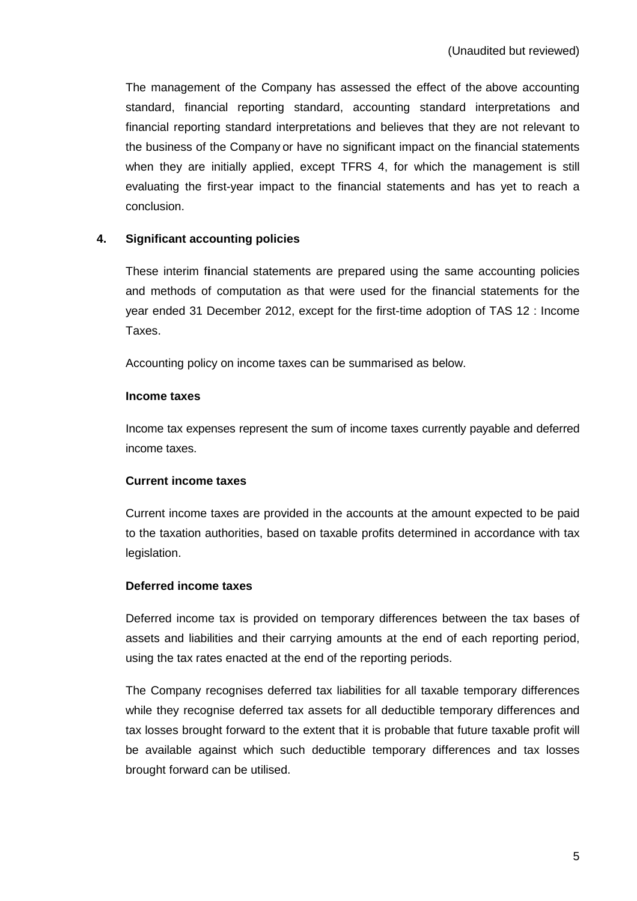(Unaudited but reviewed)

The management of the Company has assessed the effect of the above accounting standard, financial reporting standard, accounting standard interpretations and financial reporting standard interpretations and believes that they are not relevant to the business of the Company or have no significant impact on the financial statements when they are initially applied, except TFRS 4, for which the management is still evaluating the first-year impact to the financial statements and has yet to reach a conclusion.

## 4. Significant accounting policies

These interim financial statements are prepared using the same accounting policies and methods of computation as that were used for the financial statements for the year ended 31 December 2012, except for the first-time adoption of TAS 12 : Income Taxes.

Accounting policy on income taxes can be summarised as below.

### Income taxes

Income tax expenses represent the sum of income taxes currently payable and deferred income taxes.

### Current income taxes

Current income taxes are provided in the accounts at the amount expected to be paid to the taxation authorities, based on taxable profits determined in accordance with tax legislation.

### Deferred income taxes

Deferred income tax is provided on temporary differences between the tax bases of assets and liabilities and their carrying amounts at the end of each reporting period, using the tax rates enacted at the end of the reporting periods.

The Company recognises deferred tax liabilities for all taxable temporary differences while they recognise deferred tax assets for all deductible temporary differences and tax losses brought forward to the extent that it is probable that future taxable profit will be available against which such deductible temporary differences and tax losses brought forward can be utilised.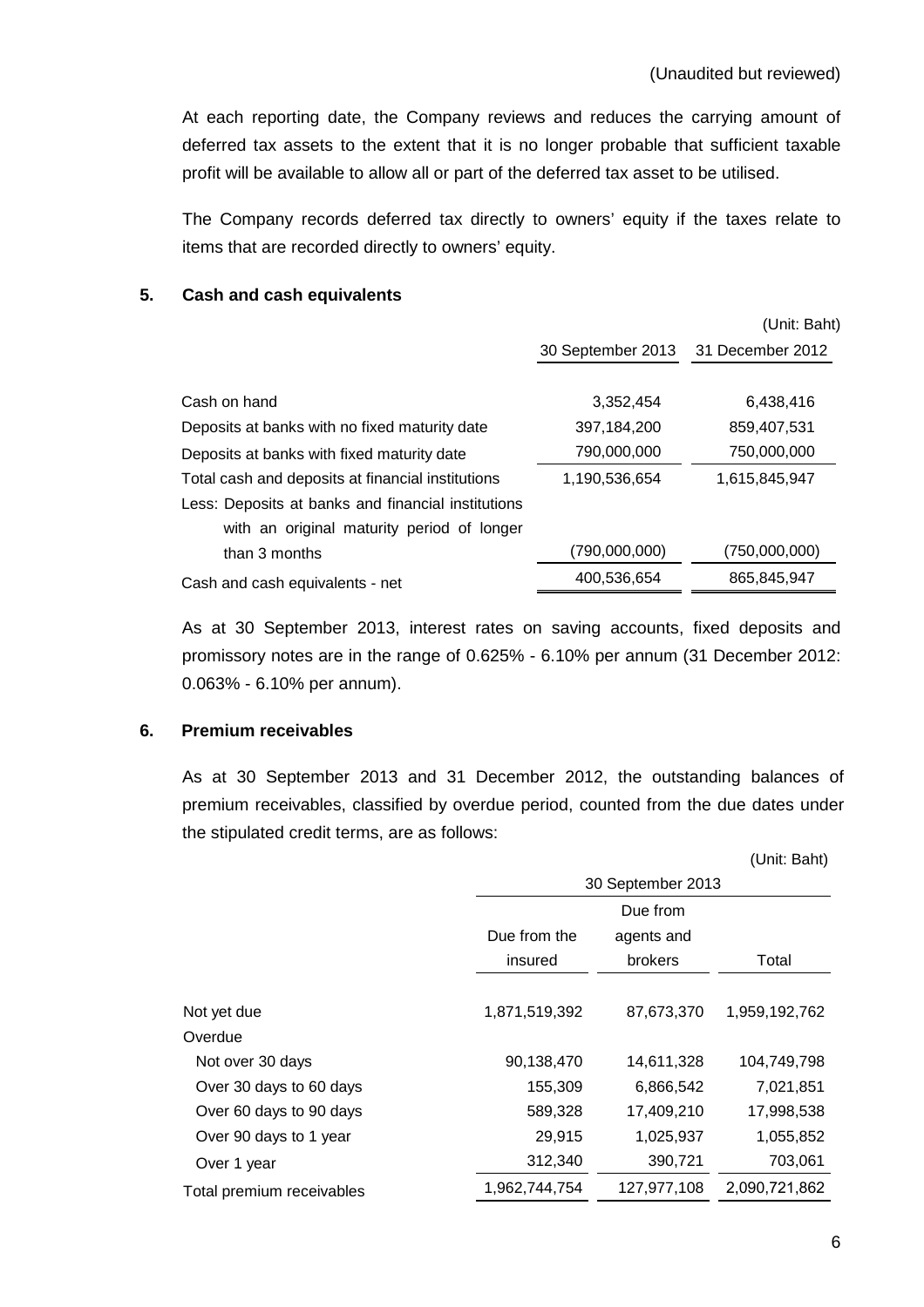(Unaudited but reviewed)

At each reporting date, the Company reviews and reduces the carrying amount of deferred tax assets to the extent that it is no longer probable that sufficient taxable profit will be available to allow all or part of the deferred tax asset to be utilised.

The Company records deferred tax directly to owners' equity if the taxes relate to items that are recorded directly to owners' equity.

## 5. Cash and cash equivalents

(Unit: Baht)

| | 30 September 2013 | 31 December 2012 |
|---|---|---|
| Cash on hand | 3,352,454 | 6,438,416 |
| Deposits at banks with no fixed maturity date | 397,184,200 | 859,407,531 |
| Deposits at banks with fixed maturity date | 790,000,000 | 750,000,000 |
| Total cash and deposits at financial institutions | 1,190,536,654 | 1,615,845,947 |
| Less: Deposits at banks and financial institutions with an original maturity period of longer than 3 months | (790,000,000) | (750,000,000) |
| Cash and cash equivalents - net | 400,536,654 | 865,845,947 |

As at 30 September 2013, interest rates on saving accounts, fixed deposits and promissory notes are in the range of 0.625% - 6.10% per annum (31 December 2012: 0.063% - 6.10% per annum).

## 6. Premium receivables

As at 30 September 2013 and 31 December 2012, the outstanding balances of premium receivables, classified by overdue period, counted from the due dates under the stipulated credit terms, are as follows:

(Unit: Baht)

| | 30 September 2013 | | |
|---|---|---|---|
| | Due from the insured | Due from agents and brokers | Total |
| Not yet due | 1,871,519,392 | 87,673,370 | 1,959,192,762 |
| Overdue | | | |
| Not over 30 days | 90,138,470 | 14,611,328 | 104,749,798 |
| Over 30 days to 60 days | 155,309 | 6,866,542 | 7,021,851 |
| Over 60 days to 90 days | 589,328 | 17,409,210 | 17,998,538 |
| Over 90 days to 1 year | 29,915 | 1,025,937 | 1,055,852 |
| Over 1 year | 312,340 | 390,721 | 703,061 |
| Total premium receivables | 1,962,744,754 | 127,977,108 | 2,090,721,862 |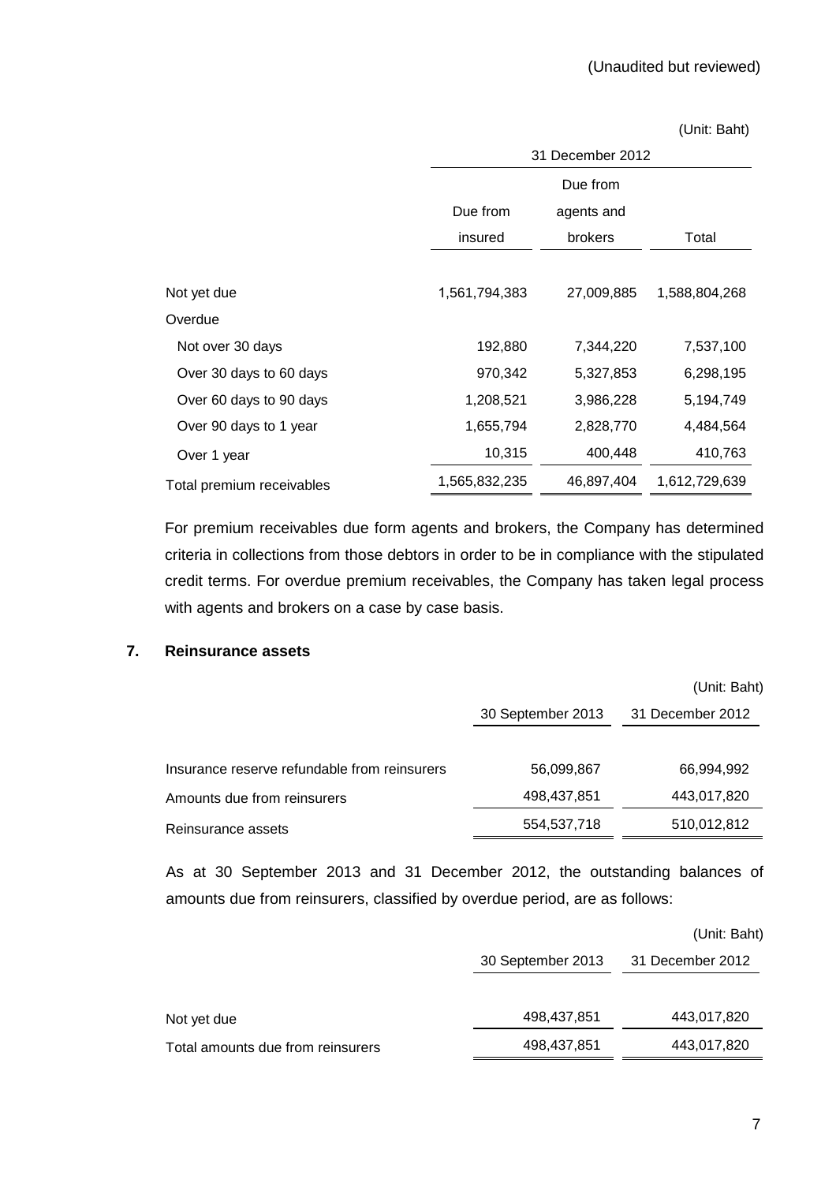(Unaudited but reviewed)

(Unit: Baht)

| | 31 December 2012 | | |
|---|---|---|---|
| | Due from insured | Due from agents and brokers | Total |
| Not yet due | 1,561,794,383 | 27,009,885 | 1,588,804,268 |
| Overdue | | | |
| Not over 30 days | 192,880 | 7,344,220 | 7,537,100 |
| Over 30 days to 60 days | 970,342 | 5,327,853 | 6,298,195 |
| Over 60 days to 90 days | 1,208,521 | 3,986,228 | 5,194,749 |
| Over 90 days to 1 year | 1,655,794 | 2,828,770 | 4,484,564 |
| Over 1 year | 10,315 | 400,448 | 410,763 |
| Total premium receivables | 1,565,832,235 | 46,897,404 | 1,612,729,639 |

For premium receivables due form agents and brokers, the Company has determined criteria in collections from those debtors in order to be in compliance with the stipulated credit terms. For overdue premium receivables, the Company has taken legal process with agents and brokers on a case by case basis.

## 7. Reinsurance assets

(Unit: Baht)

| | 30 September 2013 | 31 December 2012 |
|---|---|---|
| Insurance reserve refundable from reinsurers | 56,099,867 | 66,994,992 |
| Amounts due from reinsurers | 498,437,851 | 443,017,820 |
| Reinsurance assets | 554,537,718 | 510,012,812 |

As at 30 September 2013 and 31 December 2012, the outstanding balances of amounts due from reinsurers, classified by overdue period, are as follows:

(Unit: Baht)

| | 30 September 2013 | 31 December 2012 |
|---|---|---|
| Not yet due | 498,437,851 | 443,017,820 |
| Total amounts due from reinsurers | 498,437,851 | 443,017,820 |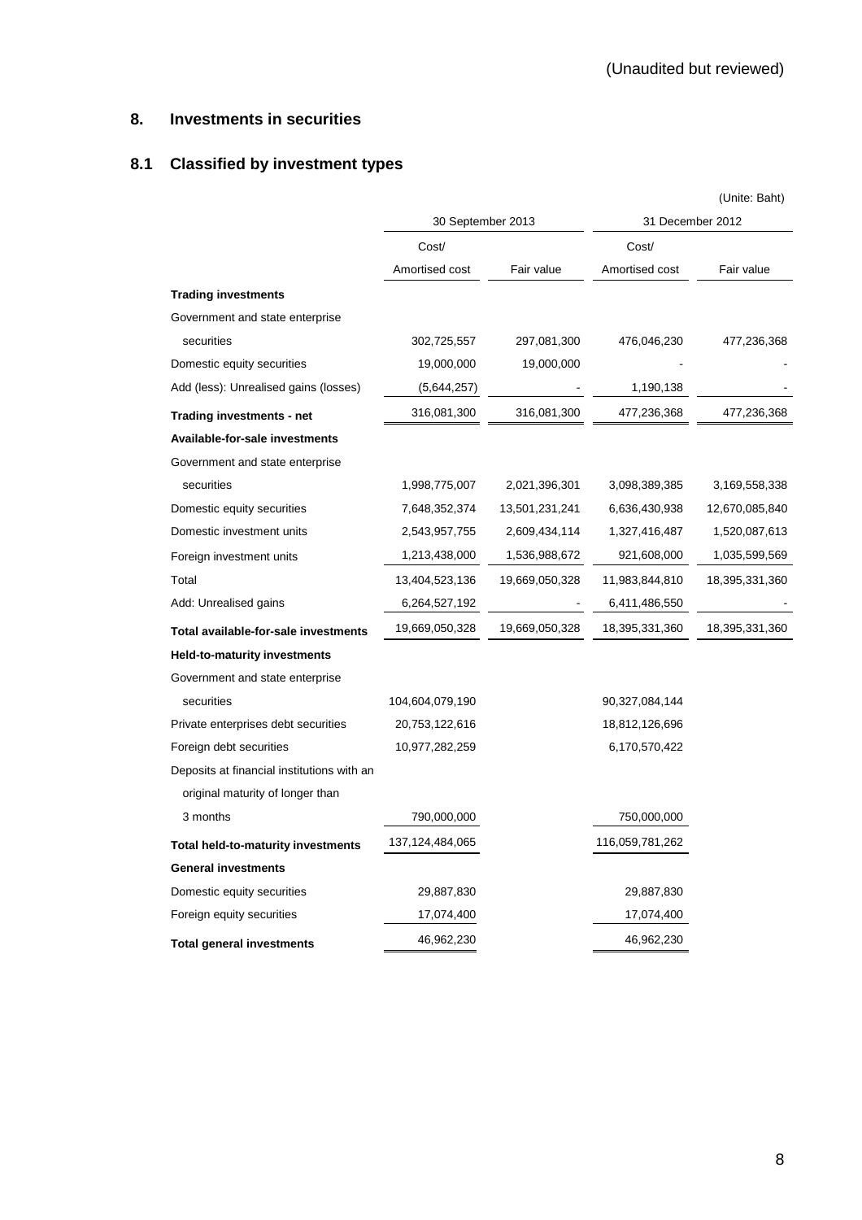(Unaudited but reviewed)

## 8. Investments in securities

### 8.1 Classified by investment types

(Unite: Baht)

| | 30 September 2013 | | 31 December 2012 | |
|---|---|---|---|---|
| | Cost/ Amortised cost | Fair value | Cost/ Amortised cost | Fair value |
| **Trading investments** | | | | |
| Government and state enterprise securities | 302,725,557 | 297,081,300 | 476,046,230 | 477,236,368 |
| Domestic equity securities | 19,000,000 | 19,000,000 | - | - |
| Add (less): Unrealised gains (losses) | (5,644,257) | - | 1,190,138 | - |
| **Trading investments - net** | 316,081,300 | 316,081,300 | 477,236,368 | 477,236,368 |
| **Available-for-sale investments** | | | | |
| Government and state enterprise securities | 1,998,775,007 | 2,021,396,301 | 3,098,389,385 | 3,169,558,338 |
| Domestic equity securities | 7,648,352,374 | 13,501,231,241 | 6,636,430,938 | 12,670,085,840 |
| Domestic investment units | 2,543,957,755 | 2,609,434,114 | 1,327,416,487 | 1,520,087,613 |
| Foreign investment units | 1,213,438,000 | 1,536,988,672 | 921,608,000 | 1,035,599,569 |
| Total | 13,404,523,136 | 19,669,050,328 | 11,983,844,810 | 18,395,331,360 |
| Add: Unrealised gains | 6,264,527,192 | - | 6,411,486,550 | - |
| **Total available-for-sale investments** | 19,669,050,328 | 19,669,050,328 | 18,395,331,360 | 18,395,331,360 |
| **Held-to-maturity investments** | | | | |
| Government and state enterprise securities | 104,604,079,190 | | 90,327,084,144 | |
| Private enterprises debt securities | 20,753,122,616 | | 18,812,126,696 | |
| Foreign debt securities | 10,977,282,259 | | 6,170,570,422 | |
| Deposits at financial institutions with an original maturity of longer than 3 months | 790,000,000 | | 750,000,000 | |
| **Total held-to-maturity investments** | 137,124,484,065 | | 116,059,781,262 | |
| **General investments** | | | | |
| Domestic equity securities | 29,887,830 | | 29,887,830 | |
| Foreign equity securities | 17,074,400 | | 17,074,400 | |
| **Total general investments** | 46,962,230 | | 46,962,230 | |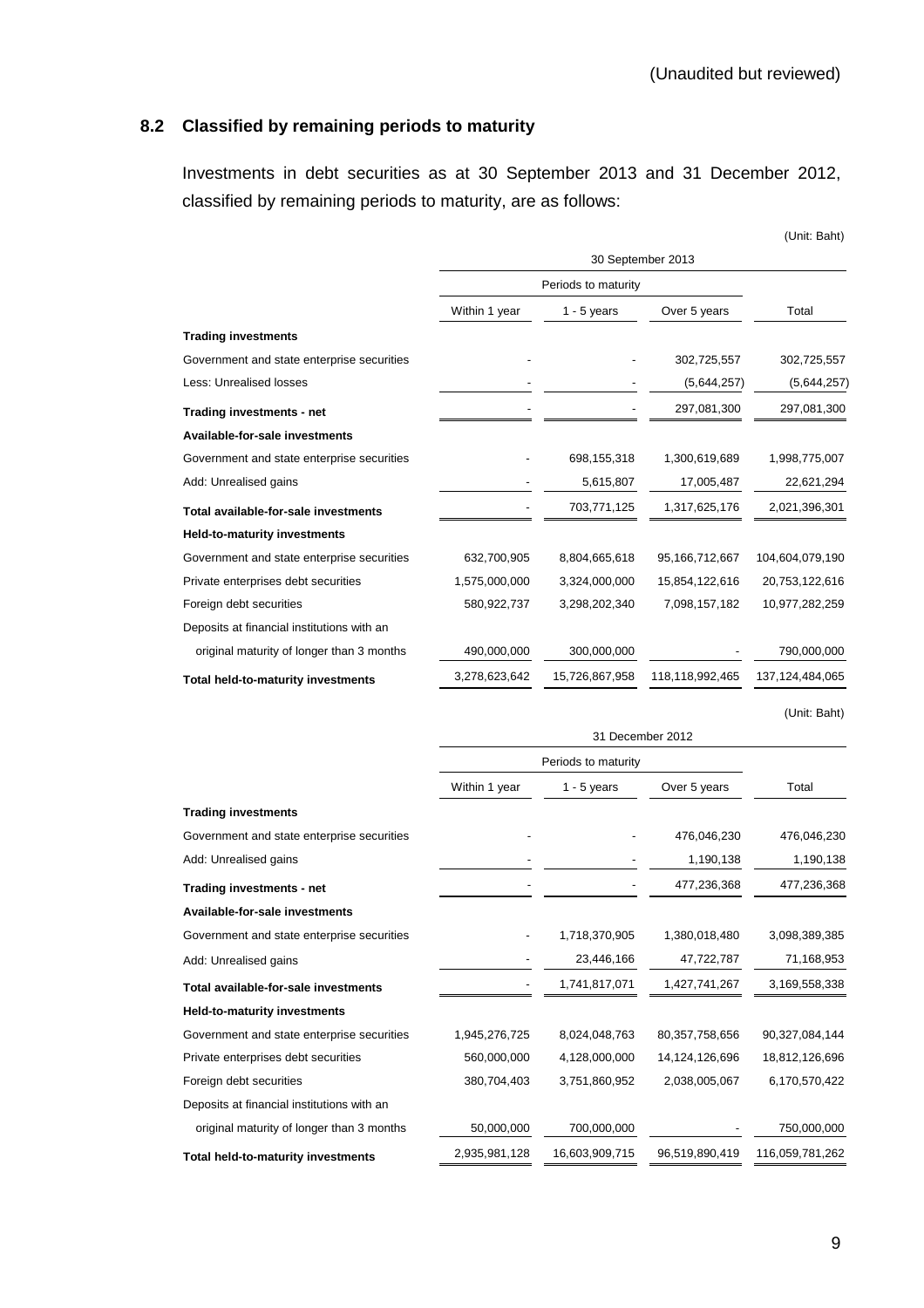(Unaudited but reviewed)

## 8.2 Classified by remaining periods to maturity

Investments in debt securities as at 30 September 2013 and 31 December 2012, classified by remaining periods to maturity, are as follows:

(Unit: Baht)

| | 30 September 2013 | | | |
|---|---|---|---|---|
| | Periods to maturity | | | |
| | Within 1 year | 1 - 5 years | Over 5 years | Total |
| **Trading investments** | | | | |
| Government and state enterprise securities | - | - | 302,725,557 | 302,725,557 |
| Less: Unrealised losses | - | - | (5,644,257) | (5,644,257) |
| **Trading investments - net** | - | - | 297,081,300 | 297,081,300 |
| **Available-for-sale investments** | | | | |
| Government and state enterprise securities | - | 698,155,318 | 1,300,619,689 | 1,998,775,007 |
| Add: Unrealised gains | - | 5,615,807 | 17,005,487 | 22,621,294 |
| **Total available-for-sale investments** | - | 703,771,125 | 1,317,625,176 | 2,021,396,301 |
| **Held-to-maturity investments** | | | | |
| Government and state enterprise securities | 632,700,905 | 8,804,665,618 | 95,166,712,667 | 104,604,079,190 |
| Private enterprises debt securities | 1,575,000,000 | 3,324,000,000 | 15,854,122,616 | 20,753,122,616 |
| Foreign debt securities | 580,922,737 | 3,298,202,340 | 7,098,157,182 | 10,977,282,259 |
| Deposits at financial institutions with an original maturity of longer than 3 months | 490,000,000 | 300,000,000 | - | 790,000,000 |
| **Total held-to-maturity investments** | 3,278,623,642 | 15,726,867,958 | 118,118,992,465 | 137,124,484,065 |

(Unit: Baht)

| | 31 December 2012 | | | |
|---|---|---|---|---|
| | Periods to maturity | | | |
| | Within 1 year | 1 - 5 years | Over 5 years | Total |
| **Trading investments** | | | | |
| Government and state enterprise securities | - | - | 476,046,230 | 476,046,230 |
| Add: Unrealised gains | - | - | 1,190,138 | 1,190,138 |
| **Trading investments - net** | - | - | 477,236,368 | 477,236,368 |
| **Available-for-sale investments** | | | | |
| Government and state enterprise securities | - | 1,718,370,905 | 1,380,018,480 | 3,098,389,385 |
| Add: Unrealised gains | - | 23,446,166 | 47,722,787 | 71,168,953 |
| **Total available-for-sale investments** | - | 1,741,817,071 | 1,427,741,267 | 3,169,558,338 |
| **Held-to-maturity investments** | | | | |
| Government and state enterprise securities | 1,945,276,725 | 8,024,048,763 | 80,357,758,656 | 90,327,084,144 |
| Private enterprises debt securities | 560,000,000 | 4,128,000,000 | 14,124,126,696 | 18,812,126,696 |
| Foreign debt securities | 380,704,403 | 3,751,860,952 | 2,038,005,067 | 6,170,570,422 |
| Deposits at financial institutions with an original maturity of longer than 3 months | 50,000,000 | 700,000,000 | - | 750,000,000 |
| **Total held-to-maturity investments** | 2,935,981,128 | 16,603,909,715 | 96,519,890,419 | 116,059,781,262 |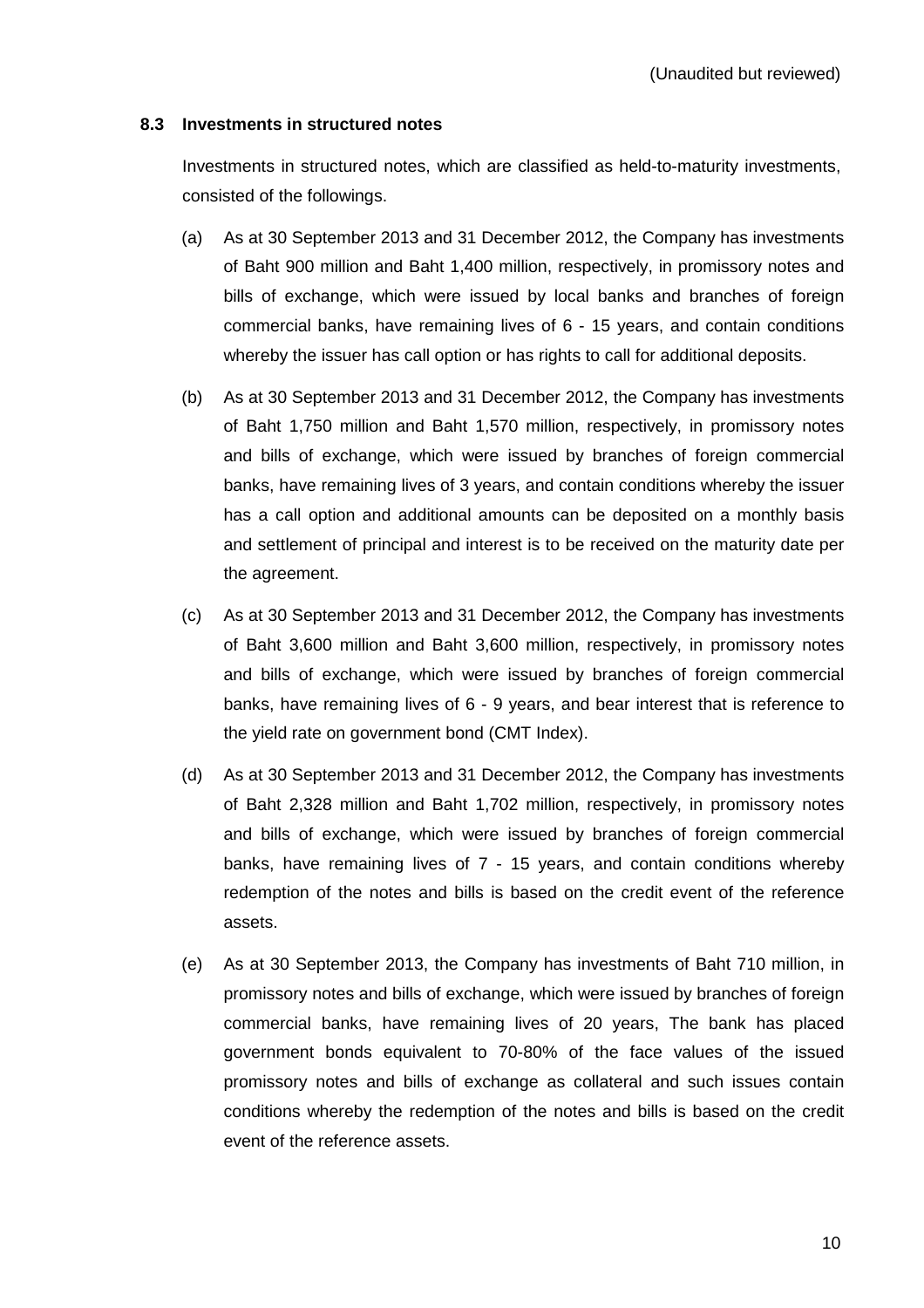(Unaudited but reviewed)

### 8.3 Investments in structured notes

Investments in structured notes, which are classified as held-to-maturity investments, consisted of the followings.

(a) As at 30 September 2013 and 31 December 2012, the Company has investments of Baht 900 million and Baht 1,400 million, respectively, in promissory notes and bills of exchange, which were issued by local banks and branches of foreign commercial banks, have remaining lives of 6 - 15 years, and contain conditions whereby the issuer has call option or has rights to call for additional deposits.

(b) As at 30 September 2013 and 31 December 2012, the Company has investments of Baht 1,750 million and Baht 1,570 million, respectively, in promissory notes and bills of exchange, which were issued by branches of foreign commercial banks, have remaining lives of 3 years, and contain conditions whereby the issuer has a call option and additional amounts can be deposited on a monthly basis and settlement of principal and interest is to be received on the maturity date per the agreement.

(c) As at 30 September 2013 and 31 December 2012, the Company has investments of Baht 3,600 million and Baht 3,600 million, respectively, in promissory notes and bills of exchange, which were issued by branches of foreign commercial banks, have remaining lives of 6 - 9 years, and bear interest that is reference to the yield rate on government bond (CMT Index).

(d) As at 30 September 2013 and 31 December 2012, the Company has investments of Baht 2,328 million and Baht 1,702 million, respectively, in promissory notes and bills of exchange, which were issued by branches of foreign commercial banks, have remaining lives of 7 - 15 years, and contain conditions whereby redemption of the notes and bills is based on the credit event of the reference assets.

(e) As at 30 September 2013, the Company has investments of Baht 710 million, in promissory notes and bills of exchange, which were issued by branches of foreign commercial banks, have remaining lives of 20 years, The bank has placed government bonds equivalent to 70-80% of the face values of the issued promissory notes and bills of exchange as collateral and such issues contain conditions whereby the redemption of the notes and bills is based on the credit event of the reference assets.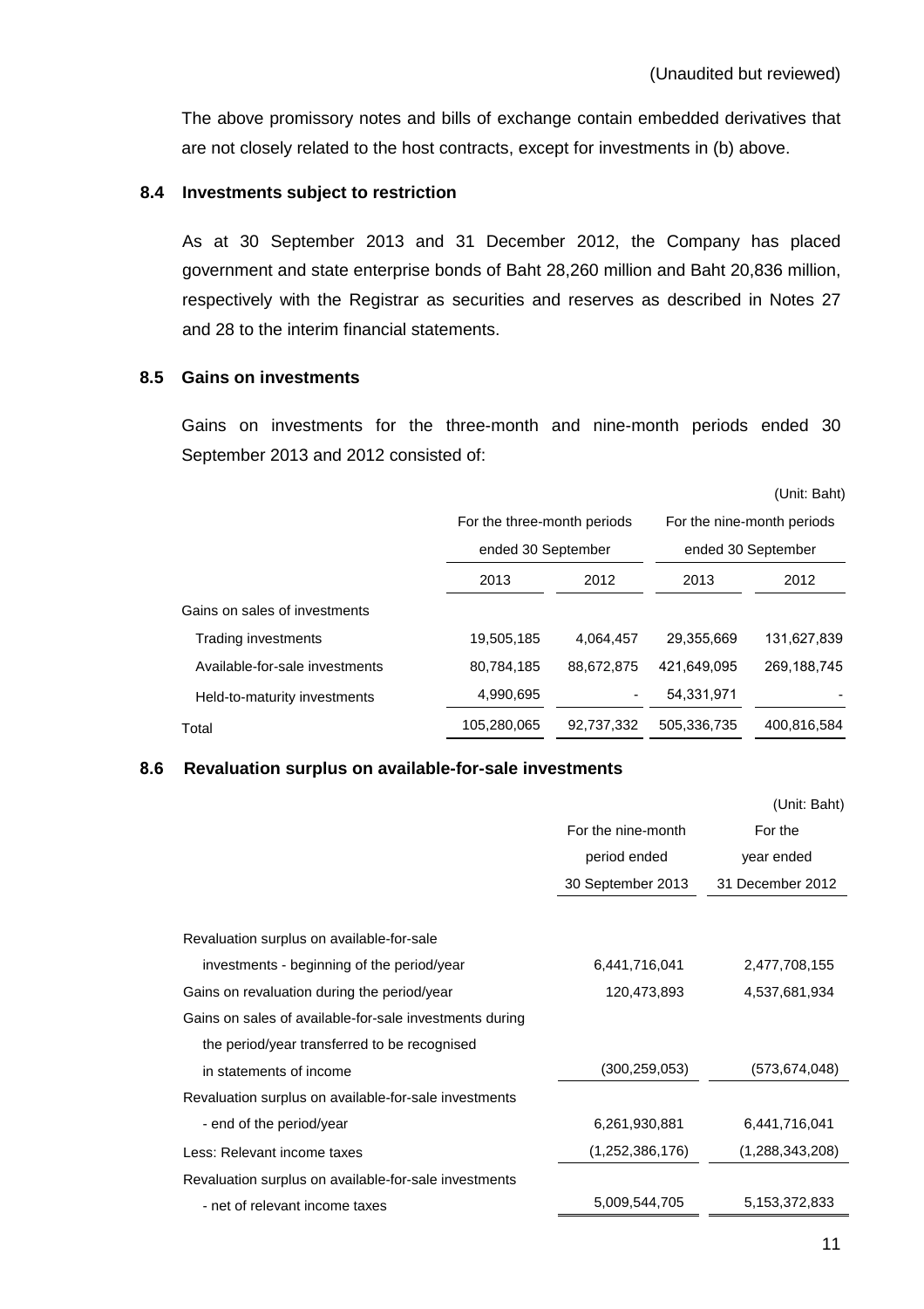(Unaudited but reviewed)

The above promissory notes and bills of exchange contain embedded derivatives that are not closely related to the host contracts, except for investments in (b) above.

### 8.4 Investments subject to restriction

As at 30 September 2013 and 31 December 2012, the Company has placed government and state enterprise bonds of Baht 28,260 million and Baht 20,836 million, respectively with the Registrar as securities and reserves as described in Notes 27 and 28 to the interim financial statements.

### 8.5 Gains on investments

Gains on investments for the three-month and nine-month periods ended 30 September 2013 and 2012 consisted of:

(Unit: Baht)

| | For the three-month periods ended 30 September | | For the nine-month periods ended 30 September | |
|---|---|---|---|---|
| | 2013 | 2012 | 2013 | 2012 |
| Gains on sales of investments | | | | |
| Trading investments | 19,505,185 | 4,064,457 | 29,355,669 | 131,627,839 |
| Available-for-sale investments | 80,784,185 | 88,672,875 | 421,649,095 | 269,188,745 |
| Held-to-maturity investments | 4,990,695 | - | 54,331,971 | - |
| Total | 105,280,065 | 92,737,332 | 505,336,735 | 400,816,584 |

### 8.6 Revaluation surplus on available-for-sale investments

(Unit: Baht)

| | For the nine-month period ended 30 September 2013 | For the year ended 31 December 2012 |
|---|---|---|
| Revaluation surplus on available-for-sale investments - beginning of the period/year | 6,441,716,041 | 2,477,708,155 |
| Gains on revaluation during the period/year | 120,473,893 | 4,537,681,934 |
| Gains on sales of available-for-sale investments during the period/year transferred to be recognised in statements of income | (300,259,053) | (573,674,048) |
| Revaluation surplus on available-for-sale investments - end of the period/year | 6,261,930,881 | 6,441,716,041 |
| Less: Relevant income taxes | (1,252,386,176) | (1,288,343,208) |
| Revaluation surplus on available-for-sale investments - net of relevant income taxes | 5,009,544,705 | 5,153,372,833 |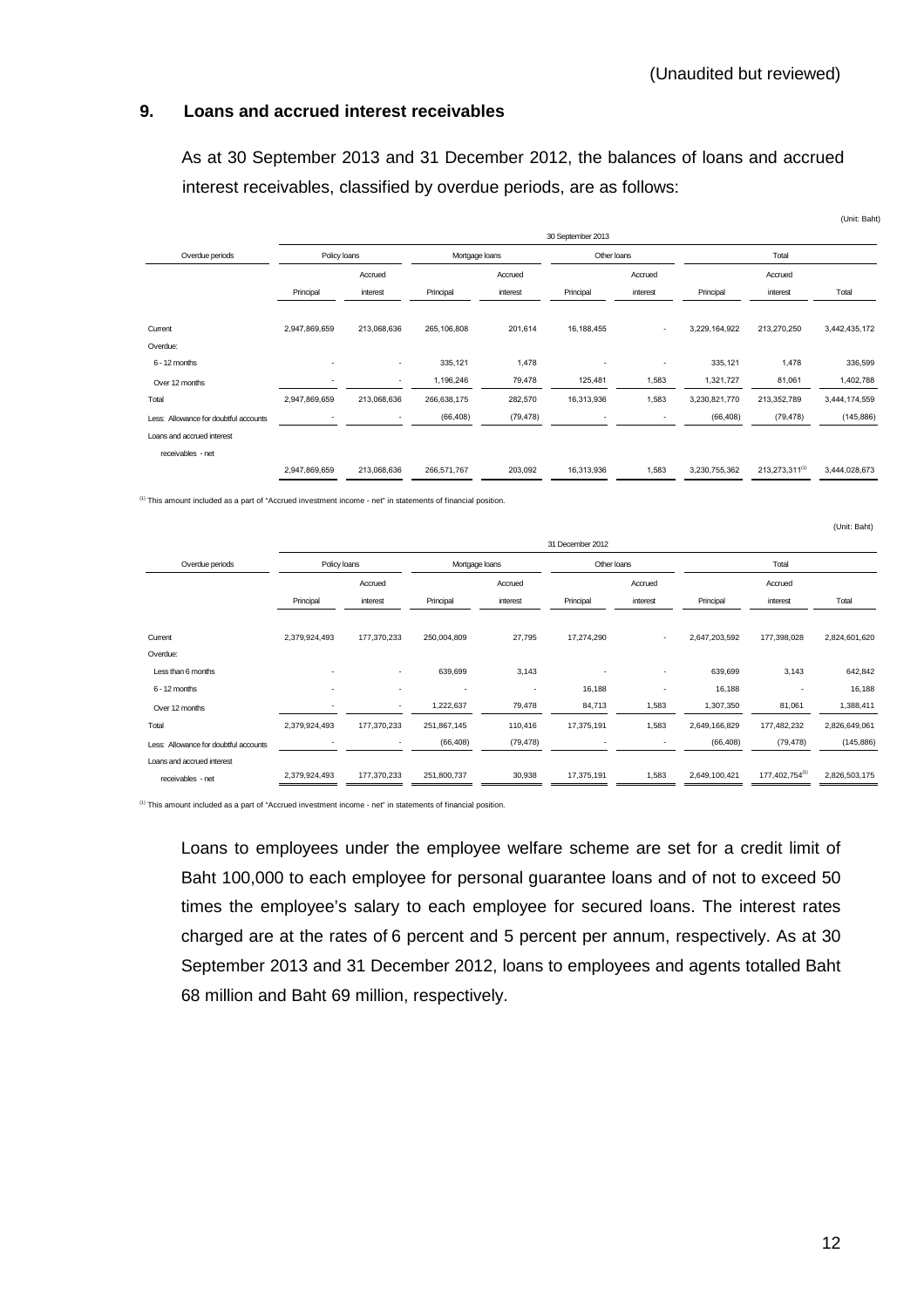(Unaudited but reviewed)

## 9. Loans and accrued interest receivables

As at 30 September 2013 and 31 December 2012, the balances of loans and accrued interest receivables, classified by overdue periods, are as follows:

(Unit: Baht)

| | 30 September 2013 | | | | | | | | |
|---|---|---|---|---|---|---|---|---|---|
| Overdue periods | Policy loans | | Mortgage loans | | Other loans | | Total | | |
| | Principal | Accrued interest | Principal | Accrued interest | Principal | Accrued interest | Principal | Accrued interest | Total |
| Current | 2,947,869,659 | 213,068,636 | 265,106,808 | 201,614 | 16,188,455 | - | 3,229,164,922 | 213,270,250 | 3,442,435,172 |
| Overdue: | | | | | | | | | |
| 6 - 12 months | - | - | 335,121 | 1,478 | - | - | 335,121 | 1,478 | 336,599 |
| Over 12 months | - | - | 1,196,246 | 79,478 | 125,481 | 1,583 | 1,321,727 | 81,061 | 1,402,788 |
| Total | 2,947,869,659 | 213,068,636 | 266,638,175 | 282,570 | 16,313,936 | 1,583 | 3,230,821,770 | 213,352,789 | 3,444,174,559 |
| Less: Allowance for doubtful accounts | - | - | (66,408) | (79,478) | - | - | (66,408) | (79,478) | (145,886) |
| Loans and accrued interest receivables - net | 2,947,869,659 | 213,068,636 | 266,571,767 | 203,092 | 16,313,936 | 1,583 | 3,230,755,362 | 213,273,311[1] | 3,444,028,673 |

[1] This amount included as a part of "Accrued investment income - net" in statements of financial position.

(Unit: Baht)

| | 31 December 2012 | | | | | | | | |
|---|---|---|---|---|---|---|---|---|---|
| Overdue periods | Policy loans | | Mortgage loans | | Other loans | | Total | | |
| | Principal | Accrued interest | Principal | Accrued interest | Principal | Accrued interest | Principal | Accrued interest | Total |
| Current | 2,379,924,493 | 177,370,233 | 250,004,809 | 27,795 | 17,274,290 | - | 2,647,203,592 | 177,398,028 | 2,824,601,620 |
| Overdue: | | | | | | | | | |
| Less than 6 months | - | - | 639,699 | 3,143 | - | - | 639,699 | 3,143 | 642,842 |
| 6 - 12 months | - | - | - | - | 16,188 | - | 16,188 | - | 16,188 |
| Over 12 months | - | - | 1,222,637 | 79,478 | 84,713 | 1,583 | 1,307,350 | 81,061 | 1,388,411 |
| Total | 2,379,924,493 | 177,370,233 | 251,867,145 | 110,416 | 17,375,191 | 1,583 | 2,649,166,829 | 177,482,232 | 2,826,649,061 |
| Less: Allowance for doubtful accounts | - | - | (66,408) | (79,478) | - | - | (66,408) | (79,478) | (145,886) |
| Loans and accrued interest receivables - net | 2,379,924,493 | 177,370,233 | 251,800,737 | 30,938 | 17,375,191 | 1,583 | 2,649,100,421 | 177,402,754[1] | 2,826,503,175 |

[1] This amount included as a part of "Accrued investment income - net" in statements of financial position.

Loans to employees under the employee welfare scheme are set for a credit limit of Baht 100,000 to each employee for personal guarantee loans and of not to exceed 50 times the employee's salary to each employee for secured loans. The interest rates charged are at the rates of 6 percent and 5 percent per annum, respectively. As at 30 September 2013 and 31 December 2012, loans to employees and agents totalled Baht 68 million and Baht 69 million, respectively.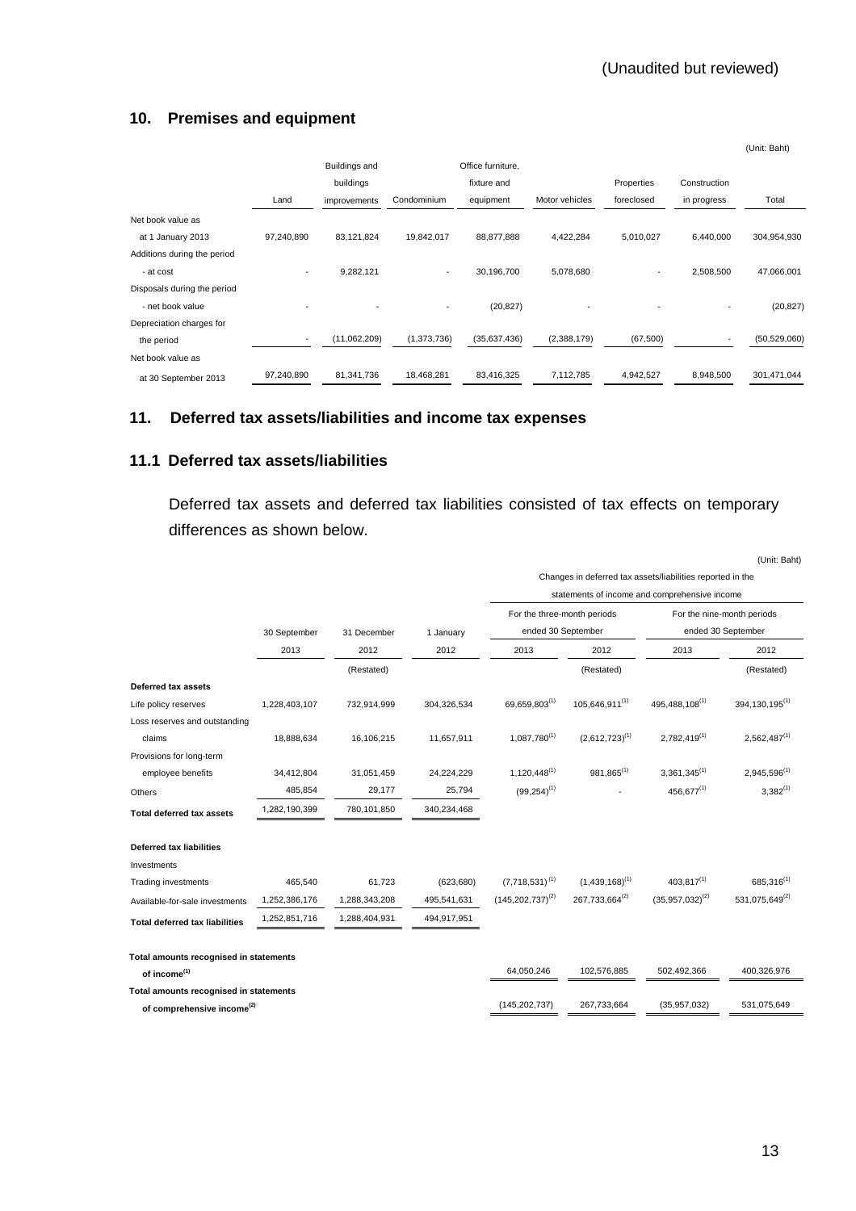(Unaudited but reviewed)

## 10. Premises and equipment

(Unit: Baht)

| | Land | Buildings and buildings improvements | Condominium | Office furniture, fixture and equipment | Motor vehicles | Properties foreclosed | Construction in progress | Total |
|---|---|---|---|---|---|---|---|---|
| Net book value as at 1 January 2013 | 97,240,890 | 83,121,824 | 19,842,017 | 88,877,888 | 4,422,284 | 5,010,027 | 6,440,000 | 304,954,930 |
| Additions during the period - at cost | - | 9,282,121 | - | 30,196,700 | 5,078,680 | - | 2,508,500 | 47,066,001 |
| Disposals during the period - net book value | - | - | - | (20,827) | - | - | - | (20,827) |
| Depreciation charges for the period | - | (11,062,209) | (1,373,736) | (35,637,436) | (2,388,179) | (67,500) | - | (50,529,060) |
| Net book value as at 30 September 2013 | 97,240,890 | 81,341,736 | 18,468,281 | 83,416,325 | 7,112,785 | 4,942,527 | 8,948,500 | 301,471,044 |

## 11. Deferred tax assets/liabilities and income tax expenses

### 11.1 Deferred tax assets/liabilities

Deferred tax assets and deferred tax liabilities consisted of tax effects on temporary differences as shown below.

(Unit: Baht)

| | 30 September | 31 December | 1 January | Changes in deferred tax assets/liabilities reported in the statements of income and comprehensive income | | | |
|---|---|---|---|---|---|---|---|
| | | | | For the three-month periods ended 30 September | | For the nine-month periods ended 30 September | |
| | 2013 | 2012 | 2012 | 2013 | 2012 | 2013 | 2012 |
| | | (Restated) | | | (Restated) | | (Restated) |
| **Deferred tax assets** | | | | | | | |
| Life policy reserves | 1,228,403,107 | 732,914,999 | 304,326,534 | 69,659,803(1) | 105,646,911(1) | 495,488,108(1) | 394,130,195(1) |
| Loss reserves and outstanding claims | 18,888,634 | 16,106,215 | 11,657,911 | 1,087,780(1) | (2,612,723)(1) | 2,782,419(1) | 2,562,487(1) |
| Provisions for long-term employee benefits | 34,412,804 | 31,051,459 | 24,224,229 | 1,120,448(1) | 981,865(1) | 3,361,345(1) | 2,945,596(1) |
| Others | 485,854 | 29,177 | 25,794 | (99,254)(1) | - | 456,677(1) | 3,382(1) |
| **Total deferred tax assets** | 1,282,190,399 | 780,101,850 | 340,234,468 | | | | |
| **Deferred tax liabilities** | | | | | | | |
| Investments | | | | | | | |
| Trading investments | 465,540 | 61,723 | (623,680) | (7,718,531)(1) | (1,439,168)(1) | 403,817(1) | 685,316(1) |
| Available-for-sale investments | 1,252,386,176 | 1,288,343,208 | 495,541,631 | (145,202,737)(2) | 267,733,664(2) | (35,957,032)(2) | 531,075,649(2) |
| **Total deferred tax liabilities** | 1,252,851,716 | 1,288,404,931 | 494,917,951 | | | | |
| **Total amounts recognised in statements of income(1)** | | | | 64,050,246 | 102,576,885 | 502,492,366 | 400,326,976 |
| **Total amounts recognised in statements of comprehensive income(2)** | | | | (145,202,737) | 267,733,664 | (35,957,032) | 531,075,649 |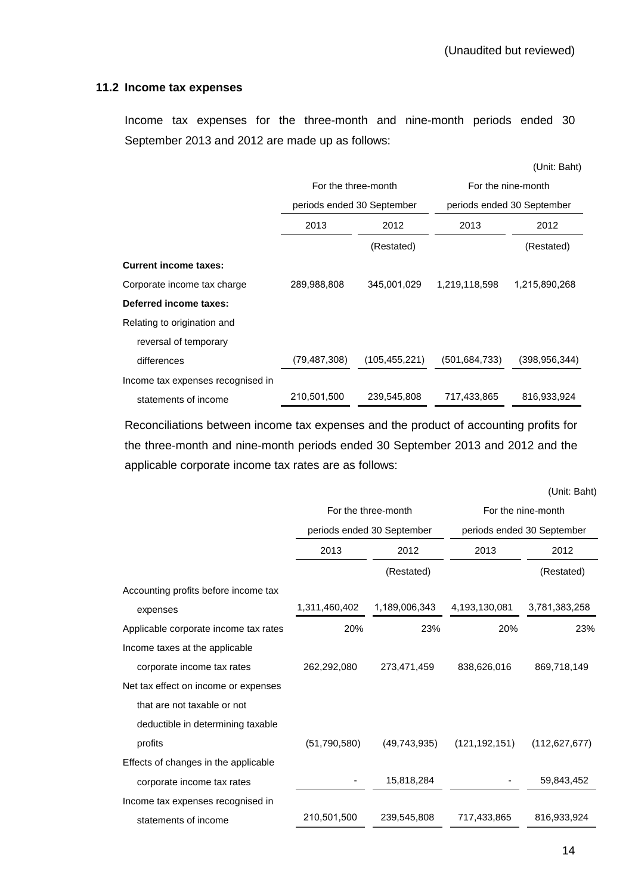(Unaudited but reviewed)

### 11.2 Income tax expenses

Income tax expenses for the three-month and nine-month periods ended 30 September 2013 and 2012 are made up as follows:

(Unit: Baht)

| | For the three-month periods ended 30 September | | For the nine-month periods ended 30 September | |
|---|---|---|---|---|
| | 2013 | 2012 | 2013 | 2012 |
| | | (Restated) | | (Restated) |
| **Current income taxes:** | | | | |
| Corporate income tax charge | 289,988,808 | 345,001,029 | 1,219,118,598 | 1,215,890,268 |
| **Deferred income taxes:** | | | | |
| Relating to origination and reversal of temporary differences | (79,487,308) | (105,455,221) | (501,684,733) | (398,956,344) |
| Income tax expenses recognised in statements of income | 210,501,500 | 239,545,808 | 717,433,865 | 816,933,924 |

Reconciliations between income tax expenses and the product of accounting profits for the three-month and nine-month periods ended 30 September 2013 and 2012 and the applicable corporate income tax rates are as follows:

(Unit: Baht)

| | For the three-month periods ended 30 September | | For the nine-month periods ended 30 September | |
|---|---|---|---|---|
| | 2013 | 2012 | 2013 | 2012 |
| | | (Restated) | | (Restated) |
| Accounting profits before income tax expenses | 1,311,460,402 | 1,189,006,343 | 4,193,130,081 | 3,781,383,258 |
| Applicable corporate income tax rates | 20% | 23% | 20% | 23% |
| Income taxes at the applicable corporate income tax rates | 262,292,080 | 273,471,459 | 838,626,016 | 869,718,149 |
| Net tax effect on income or expenses that are not taxable or not deductible in determining taxable profits | (51,790,580) | (49,743,935) | (121,192,151) | (112,627,677) |
| Effects of changes in the applicable corporate income tax rates | - | 15,818,284 | - | 59,843,452 |
| Income tax expenses recognised in statements of income | 210,501,500 | 239,545,808 | 717,433,865 | 816,933,924 |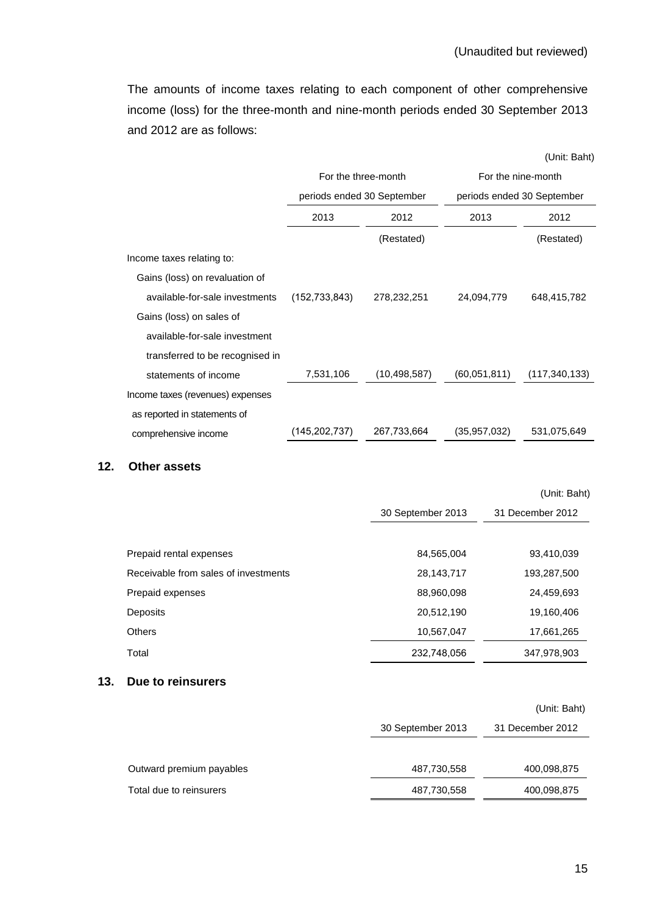(Unaudited but reviewed)

The amounts of income taxes relating to each component of other comprehensive income (loss) for the three-month and nine-month periods ended 30 September 2013 and 2012 are as follows:

(Unit: Baht)

| | For the three-month periods ended 30 September | | For the nine-month periods ended 30 September | |
|---|---|---|---|---|
| | 2013 | 2012 | 2013 | 2012 |
| | | (Restated) | | (Restated) |
| Income taxes relating to: | | | | |
| Gains (loss) on revaluation of available-for-sale investments | (152,733,843) | 278,232,251 | 24,094,779 | 648,415,782 |
| Gains (loss) on sales of available-for-sale investment transferred to be recognised in statements of income | 7,531,106 | (10,498,587) | (60,051,811) | (117,340,133) |
| Income taxes (revenues) expenses as reported in statements of comprehensive income | (145,202,737) | 267,733,664 | (35,957,032) | 531,075,649 |

## 12. Other assets

(Unit: Baht)

| | 30 September 2013 | 31 December 2012 |
|---|---|---|
| Prepaid rental expenses | 84,565,004 | 93,410,039 |
| Receivable from sales of investments | 28,143,717 | 193,287,500 |
| Prepaid expenses | 88,960,098 | 24,459,693 |
| Deposits | 20,512,190 | 19,160,406 |
| Others | 10,567,047 | 17,661,265 |
| Total | 232,748,056 | 347,978,903 |

## 13. Due to reinsurers

(Unit: Baht)

| | 30 September 2013 | 31 December 2012 |
|---|---|---|
| Outward premium payables | 487,730,558 | 400,098,875 |
| Total due to reinsurers | 487,730,558 | 400,098,875 |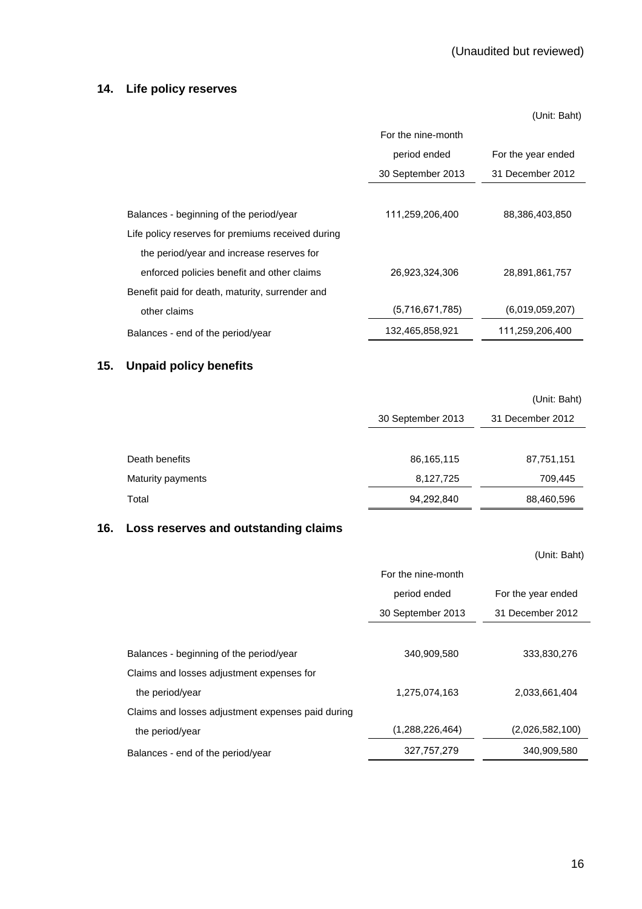(Unaudited but reviewed)

## 14. Life policy reserves

(Unit: Baht)

| | For the nine-month period ended 30 September 2013 | For the year ended 31 December 2012 |
|---|---|---|
| Balances - beginning of the period/year | 111,259,206,400 | 88,386,403,850 |
| Life policy reserves for premiums received during the period/year and increase reserves for enforced policies benefit and other claims | 26,923,324,306 | 28,891,861,757 |
| Benefit paid for death, maturity, surrender and other claims | (5,716,671,785) | (6,019,059,207) |
| Balances - end of the period/year | 132,465,858,921 | 111,259,206,400 |

## 15. Unpaid policy benefits

(Unit: Baht)

| | 30 September 2013 | 31 December 2012 |
|---|---|---|
| Death benefits | 86,165,115 | 87,751,151 |
| Maturity payments | 8,127,725 | 709,445 |
| Total | 94,292,840 | 88,460,596 |

## 16. Loss reserves and outstanding claims

(Unit: Baht)

| | For the nine-month period ended 30 September 2013 | For the year ended 31 December 2012 |
|---|---|---|
| Balances - beginning of the period/year | 340,909,580 | 333,830,276 |
| Claims and losses adjustment expenses for the period/year | 1,275,074,163 | 2,033,661,404 |
| Claims and losses adjustment expenses paid during the period/year | (1,288,226,464) | (2,026,582,100) |
| Balances - end of the period/year | 327,757,279 | 340,909,580 |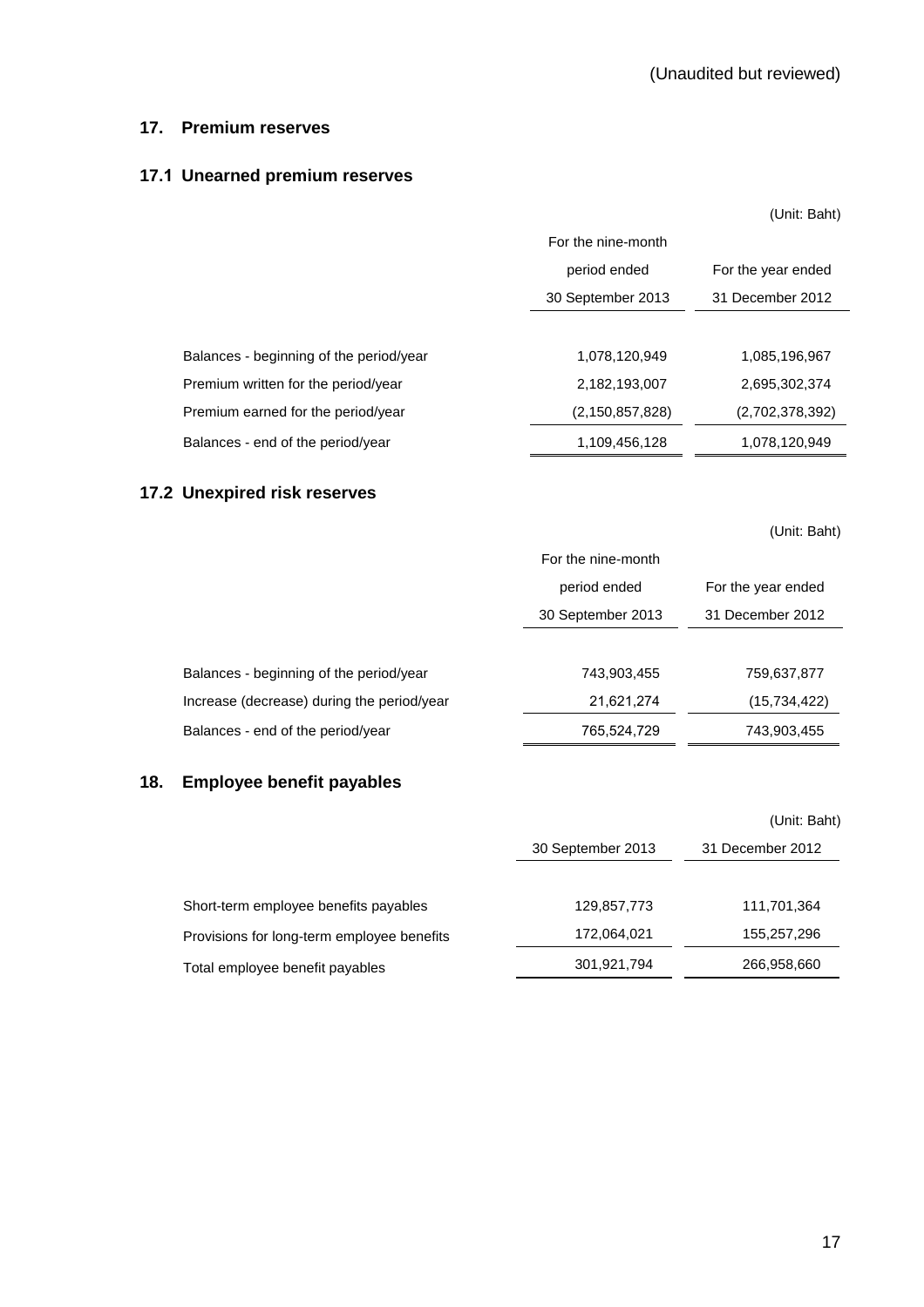(Unaudited but reviewed)

## 17. Premium reserves

### 17.1 Unearned premium reserves

(Unit: Baht)

| | For the nine-month period ended 30 September 2013 | For the year ended 31 December 2012 |
|---|---|---|
| Balances - beginning of the period/year | 1,078,120,949 | 1,085,196,967 |
| Premium written for the period/year | 2,182,193,007 | 2,695,302,374 |
| Premium earned for the period/year | (2,150,857,828) | (2,702,378,392) |
| Balances - end of the period/year | 1,109,456,128 | 1,078,120,949 |

### 17.2 Unexpired risk reserves

(Unit: Baht)

| | For the nine-month period ended 30 September 2013 | For the year ended 31 December 2012 |
|---|---|---|
| Balances - beginning of the period/year | 743,903,455 | 759,637,877 |
| Increase (decrease) during the period/year | 21,621,274 | (15,734,422) |
| Balances - end of the period/year | 765,524,729 | 743,903,455 |

## 18. Employee benefit payables

(Unit: Baht)

| | 30 September 2013 | 31 December 2012 |
|---|---|---|
| Short-term employee benefits payables | 129,857,773 | 111,701,364 |
| Provisions for long-term employee benefits | 172,064,021 | 155,257,296 |
| Total employee benefit payables | 301,921,794 | 266,958,660 |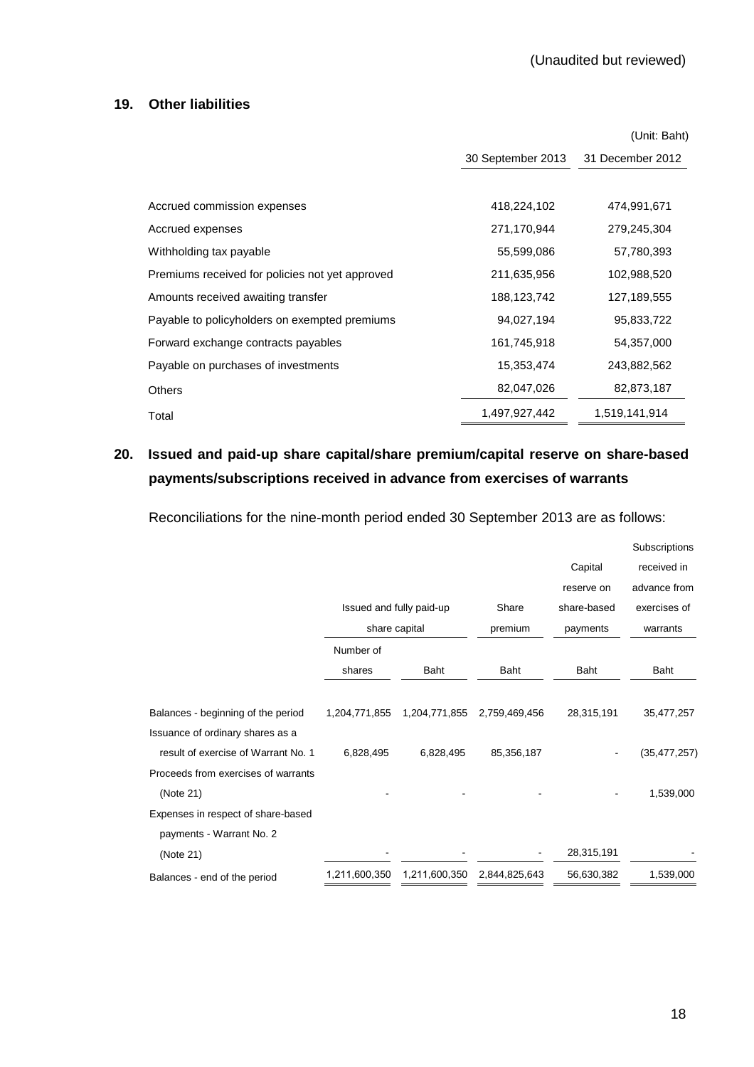(Unaudited but reviewed)

## 19. Other liabilities

(Unit: Baht)

| | 30 September 2013 | 31 December 2012 |
|---|---|---|
| Accrued commission expenses | 418,224,102 | 474,991,671 |
| Accrued expenses | 271,170,944 | 279,245,304 |
| Withholding tax payable | 55,599,086 | 57,780,393 |
| Premiums received for policies not yet approved | 211,635,956 | 102,988,520 |
| Amounts received awaiting transfer | 188,123,742 | 127,189,555 |
| Payable to policyholders on exempted premiums | 94,027,194 | 95,833,722 |
| Forward exchange contracts payables | 161,745,918 | 54,357,000 |
| Payable on purchases of investments | 15,353,474 | 243,882,562 |
| Others | 82,047,026 | 82,873,187 |
| Total | 1,497,927,442 | 1,519,141,914 |

## 20. Issued and paid-up share capital/share premium/capital reserve on share-based payments/subscriptions received in advance from exercises of warrants

Reconciliations for the nine-month period ended 30 September 2013 are as follows:

| | Issued and fully paid-up share capital | | Share premium | Capital reserve on share-based payments | Subscriptions received in advance from exercises of warrants |
|---|---|---|---|---|---|
| | Number of shares | Baht | Baht | Baht | Baht |
| Balances - beginning of the period | 1,204,771,855 | 1,204,771,855 | 2,759,469,456 | 28,315,191 | 35,477,257 |
| Issuance of ordinary shares as a result of exercise of Warrant No. 1 | 6,828,495 | 6,828,495 | 85,356,187 | - | (35,477,257) |
| Proceeds from exercises of warrants (Note 21) | - | - | - | - | 1,539,000 |
| Expenses in respect of share-based payments - Warrant No. 2 (Note 21) | - | - | - | 28,315,191 | - |
| Balances - end of the period | 1,211,600,350 | 1,211,600,350 | 2,844,825,643 | 56,630,382 | 1,539,000 |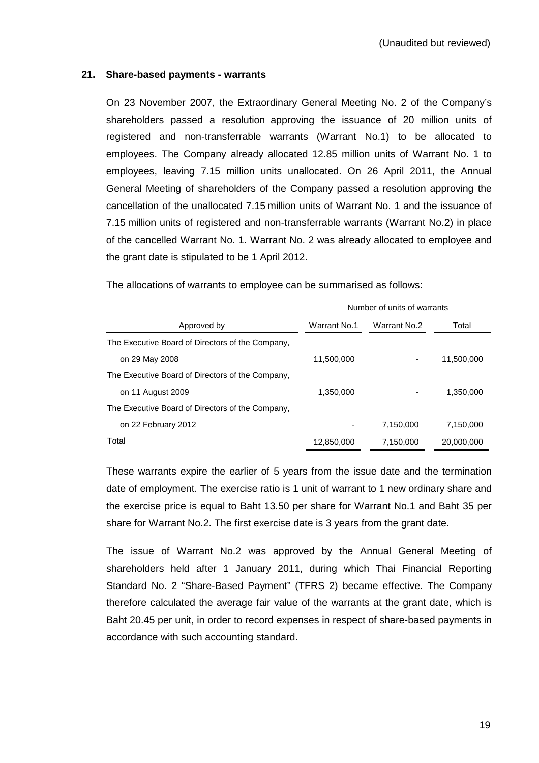(Unaudited but reviewed)

## 21. Share-based payments - warrants

On 23 November 2007, the Extraordinary General Meeting No. 2 of the Company's shareholders passed a resolution approving the issuance of 20 million units of registered and non-transferrable warrants (Warrant No.1) to be allocated to employees. The Company already allocated 12.85 million units of Warrant No. 1 to employees, leaving 7.15 million units unallocated. On 26 April 2011, the Annual General Meeting of shareholders of the Company passed a resolution approving the cancellation of the unallocated 7.15 million units of Warrant No. 1 and the issuance of 7.15 million units of registered and non-transferrable warrants (Warrant No.2) in place of the cancelled Warrant No. 1. Warrant No. 2 was already allocated to employee and the grant date is stipulated to be 1 April 2012.

The allocations of warrants to employee can be summarised as follows:

| | Number of units of warrants | | |
|---|---|---|---|
| Approved by | Warrant No.1 | Warrant No.2 | Total |
| The Executive Board of Directors of the Company, on 29 May 2008 | 11,500,000 | - | 11,500,000 |
| The Executive Board of Directors of the Company, on 11 August 2009 | 1,350,000 | - | 1,350,000 |
| The Executive Board of Directors of the Company, on 22 February 2012 | - | 7,150,000 | 7,150,000 |
| Total | 12,850,000 | 7,150,000 | 20,000,000 |

These warrants expire the earlier of 5 years from the issue date and the termination date of employment. The exercise ratio is 1 unit of warrant to 1 new ordinary share and the exercise price is equal to Baht 13.50 per share for Warrant No.1 and Baht 35 per share for Warrant No.2. The first exercise date is 3 years from the grant date.

The issue of Warrant No.2 was approved by the Annual General Meeting of shareholders held after 1 January 2011, during which Thai Financial Reporting Standard No. 2 "Share-Based Payment" (TFRS 2) became effective. The Company therefore calculated the average fair value of the warrants at the grant date, which is Baht 20.45 per unit, in order to record expenses in respect of share-based payments in accordance with such accounting standard.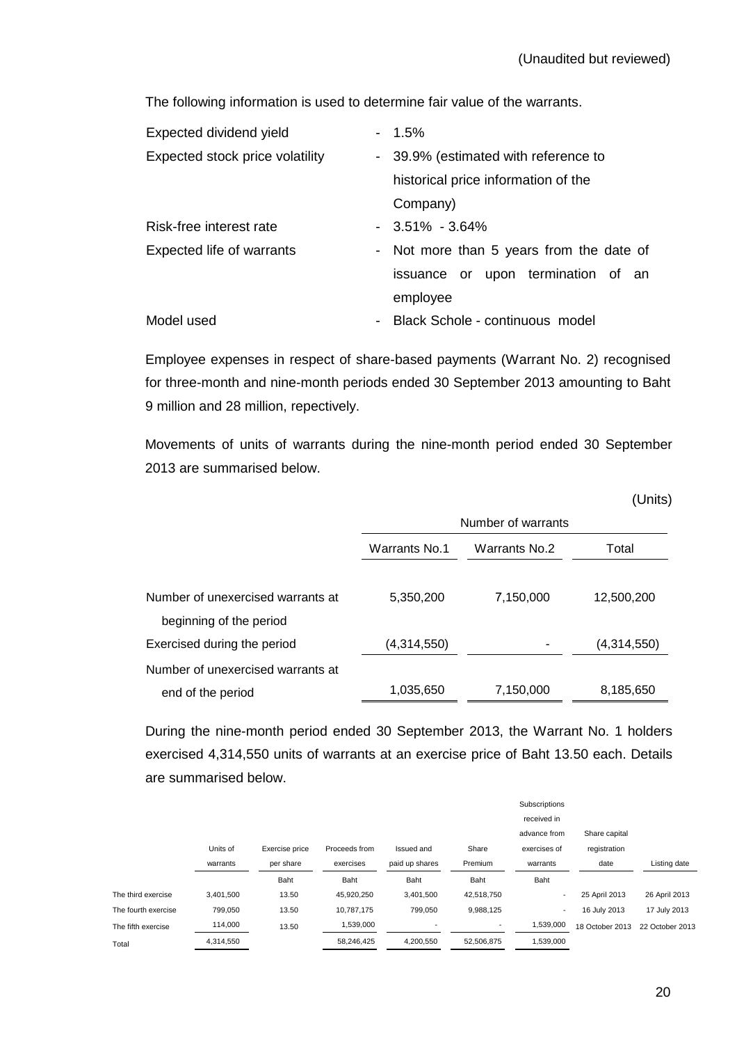(Unaudited but reviewed)

The following information is used to determine fair value of the warrants.

| | |
|---|---|
| Expected dividend yield | - 1.5% |
| Expected stock price volatility | - 39.9% (estimated with reference to historical price information of the Company) |
| Risk-free interest rate | - 3.51% - 3.64% |
| Expected life of warrants | - Not more than 5 years from the date of issuance or upon termination of an employee |
| Model used | - Black Schole - continuous model |

Employee expenses in respect of share-based payments (Warrant No. 2) recognised for three-month and nine-month periods ended 30 September 2013 amounting to Baht 9 million and 28 million, repectively.

Movements of units of warrants during the nine-month period ended 30 September 2013 are summarised below.

(Units)

| | Number of warrants | | |
|---|---|---|---|
| | Warrants No.1 | Warrants No.2 | Total |
| Number of unexercised warrants at beginning of the period | 5,350,200 | 7,150,000 | 12,500,200 |
| Exercised during the period | (4,314,550) | - | (4,314,550) |
| Number of unexercised warrants at end of the period | 1,035,650 | 7,150,000 | 8,185,650 |

During the nine-month period ended 30 September 2013, the Warrant No. 1 holders exercised 4,314,550 units of warrants at an exercise price of Baht 13.50 each. Details are summarised below.

| | Units of warrants | Exercise price per share | Proceeds from exercises | Issued and paid up shares | Share Premium | Subscriptions received in advance from exercises of warrants | Share capital registration date | Listing date |
|---|---|---|---|---|---|---|---|---|
| | | Baht | Baht | Baht | Baht | Baht | | |
| The third exercise | 3,401,500 | 13.50 | 45,920,250 | 3,401,500 | 42,518,750 | - | 25 April 2013 | 26 April 2013 |
| The fourth exercise | 799,050 | 13.50 | 10,787,175 | 799,050 | 9,988,125 | - | 16 July 2013 | 17 July 2013 |
| The fifth exercise | 114,000 | 13.50 | 1,539,000 | - | - | 1,539,000 | 18 October 2013 | 22 October 2013 |
| Total | 4,314,550 | | 58,246,425 | 4,200,550 | 52,506,875 | 1,539,000 | | |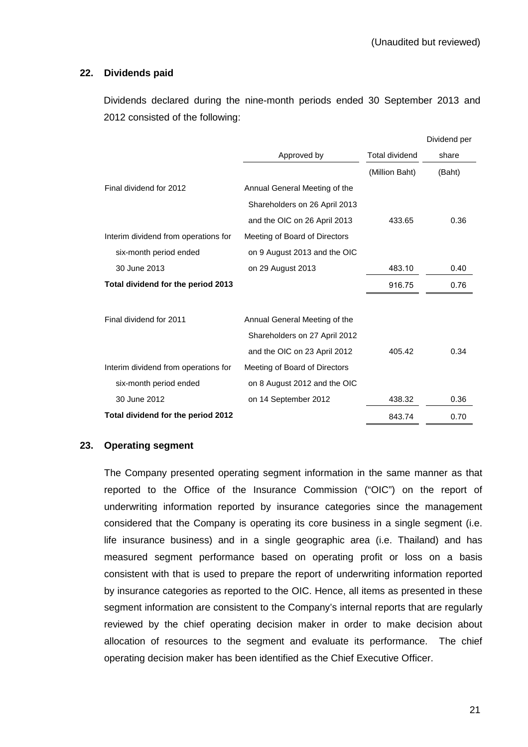(Unaudited but reviewed)

## 22. Dividends paid

Dividends declared during the nine-month periods ended 30 September 2013 and 2012 consisted of the following:

| | Approved by | Total dividend | Dividend per share |
|---|---|---|---|
| | | (Million Baht) | (Baht) |
| Final dividend for 2012 | Annual General Meeting of the Shareholders on 26 April 2013 and the OIC on 26 April 2013 | 433.65 | 0.36 |
| Interim dividend from operations for six-month period ended 30 June 2013 | Meeting of Board of Directors on 9 August 2013 and the OIC on 29 August 2013 | 483.10 | 0.40 |
| **Total dividend for the period 2013** | | 916.75 | 0.76 |
| Final dividend for 2011 | Annual General Meeting of the Shareholders on 27 April 2012 and the OIC on 23 April 2012 | 405.42 | 0.34 |
| Interim dividend from operations for six-month period ended 30 June 2012 | Meeting of Board of Directors on 8 August 2012 and the OIC on 14 September 2012 | 438.32 | 0.36 |
| **Total dividend for the period 2012** | | 843.74 | 0.70 |

## 23. Operating segment

The Company presented operating segment information in the same manner as that reported to the Office of the Insurance Commission ("OIC") on the report of underwriting information reported by insurance categories since the management considered that the Company is operating its core business in a single segment (i.e. life insurance business) and in a single geographic area (i.e. Thailand) and has measured segment performance based on operating profit or loss on a basis consistent with that is used to prepare the report of underwriting information reported by insurance categories as reported to the OIC. Hence, all items as presented in these segment information are consistent to the Company's internal reports that are regularly reviewed by the chief operating decision maker in order to make decision about allocation of resources to the segment and evaluate its performance. The chief operating decision maker has been identified as the Chief Executive Officer.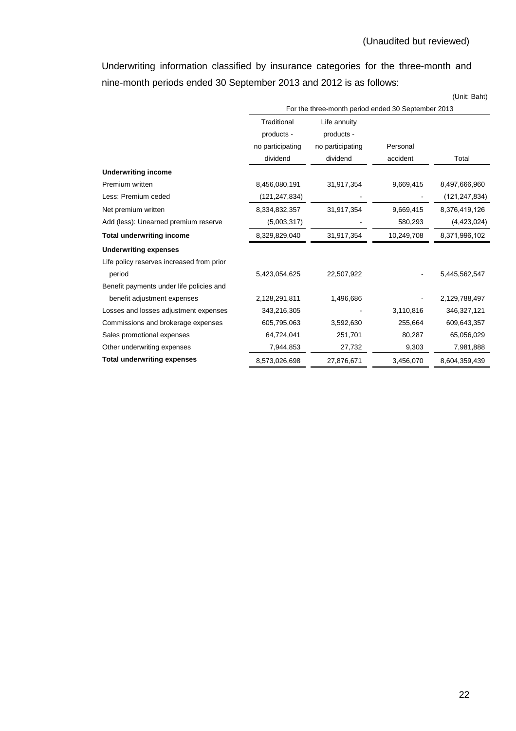(Unaudited but reviewed)

Underwriting information classified by insurance categories for the three-month and nine-month periods ended 30 September 2013 and 2012 is as follows:

(Unit: Baht)

| | For the three-month period ended 30 September 2013 | | | |
|---|---|---|---|---|
| | Traditional products - no participating dividend | Life annuity products - no participating dividend | Personal accident | Total |
| **Underwriting income** | | | | |
| Premium written | 8,456,080,191 | 31,917,354 | 9,669,415 | 8,497,666,960 |
| Less: Premium ceded | (121,247,834) | - | - | (121,247,834) |
| Net premium written | 8,334,832,357 | 31,917,354 | 9,669,415 | 8,376,419,126 |
| Add (less): Unearned premium reserve | (5,003,317) | - | 580,293 | (4,423,024) |
| **Total underwriting income** | 8,329,829,040 | 31,917,354 | 10,249,708 | 8,371,996,102 |
| **Underwriting expenses** | | | | |
| Life policy reserves increased from prior period | 5,423,054,625 | 22,507,922 | - | 5,445,562,547 |
| Benefit payments under life policies and benefit adjustment expenses | 2,128,291,811 | 1,496,686 | - | 2,129,788,497 |
| Losses and losses adjustment expenses | 343,216,305 | - | 3,110,816 | 346,327,121 |
| Commissions and brokerage expenses | 605,795,063 | 3,592,630 | 255,664 | 609,643,357 |
| Sales promotional expenses | 64,724,041 | 251,701 | 80,287 | 65,056,029 |
| Other underwriting expenses | 7,944,853 | 27,732 | 9,303 | 7,981,888 |
| **Total underwriting expenses** | 8,573,026,698 | 27,876,671 | 3,456,070 | 8,604,359,439 |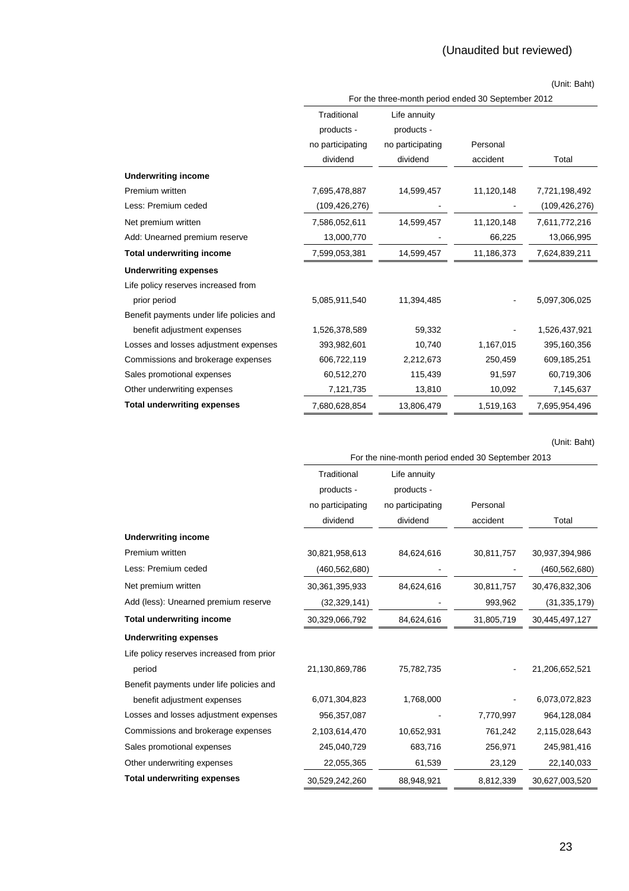(Unaudited but reviewed)

(Unit: Baht)

| | For the three-month period ended 30 September 2012 | | | |
|---|---|---|---|---|
| | Traditional products - no participating dividend | Life annuity products - no participating dividend | Personal accident | Total |
| **Underwriting income** | | | | |
| Premium written | 7,695,478,887 | 14,599,457 | 11,120,148 | 7,721,198,492 |
| Less: Premium ceded | (109,426,276) | - | - | (109,426,276) |
| Net premium written | 7,586,052,611 | 14,599,457 | 11,120,148 | 7,611,772,216 |
| Add: Unearned premium reserve | 13,000,770 | - | 66,225 | 13,066,995 |
| **Total underwriting income** | 7,599,053,381 | 14,599,457 | 11,186,373 | 7,624,839,211 |
| **Underwriting expenses** | | | | |
| Life policy reserves increased from prior period | 5,085,911,540 | 11,394,485 | - | 5,097,306,025 |
| Benefit payments under life policies and benefit adjustment expenses | 1,526,378,589 | 59,332 | - | 1,526,437,921 |
| Losses and losses adjustment expenses | 393,982,601 | 10,740 | 1,167,015 | 395,160,356 |
| Commissions and brokerage expenses | 606,722,119 | 2,212,673 | 250,459 | 609,185,251 |
| Sales promotional expenses | 60,512,270 | 115,439 | 91,597 | 60,719,306 |
| Other underwriting expenses | 7,121,735 | 13,810 | 10,092 | 7,145,637 |
| **Total underwriting expenses** | 7,680,628,854 | 13,806,479 | 1,519,163 | 7,695,954,496 |

(Unit: Baht)

| | For the nine-month period ended 30 September 2013 | | | |
|---|---|---|---|---|
| | Traditional products - no participating dividend | Life annuity products - no participating dividend | Personal accident | Total |
| **Underwriting income** | | | | |
| Premium written | 30,821,958,613 | 84,624,616 | 30,811,757 | 30,937,394,986 |
| Less: Premium ceded | (460,562,680) | - | - | (460,562,680) |
| Net premium written | 30,361,395,933 | 84,624,616 | 30,811,757 | 30,476,832,306 |
| Add (less): Unearned premium reserve | (32,329,141) | - | 993,962 | (31,335,179) |
| **Total underwriting income** | 30,329,066,792 | 84,624,616 | 31,805,719 | 30,445,497,127 |
| **Underwriting expenses** | | | | |
| Life policy reserves increased from prior period | 21,130,869,786 | 75,782,735 | - | 21,206,652,521 |
| Benefit payments under life policies and benefit adjustment expenses | 6,071,304,823 | 1,768,000 | - | 6,073,072,823 |
| Losses and losses adjustment expenses | 956,357,087 | - | 7,770,997 | 964,128,084 |
| Commissions and brokerage expenses | 2,103,614,470 | 10,652,931 | 761,242 | 2,115,028,643 |
| Sales promotional expenses | 245,040,729 | 683,716 | 256,971 | 245,981,416 |
| Other underwriting expenses | 22,055,365 | 61,539 | 23,129 | 22,140,033 |
| **Total underwriting expenses** | 30,529,242,260 | 88,948,921 | 8,812,339 | 30,627,003,520 |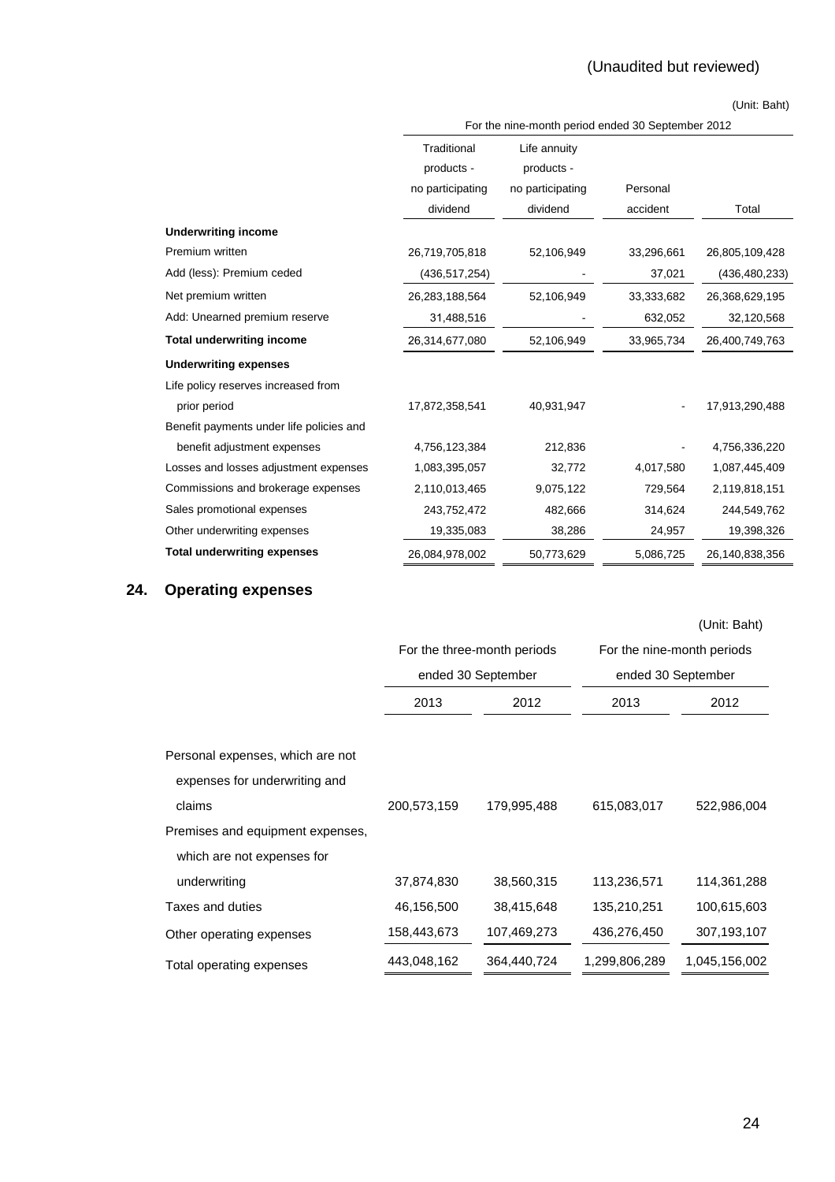(Unaudited but reviewed)

(Unit: Baht)

| | For the nine-month period ended 30 September 2012 | | | |
|---|---|---|---|---|
| | Traditional products - no participating dividend | Life annuity products - no participating dividend | Personal accident | Total |
| **Underwriting income** | | | | |
| Premium written | 26,719,705,818 | 52,106,949 | 33,296,661 | 26,805,109,428 |
| Add (less): Premium ceded | (436,517,254) | - | 37,021 | (436,480,233) |
| Net premium written | 26,283,188,564 | 52,106,949 | 33,333,682 | 26,368,629,195 |
| Add: Unearned premium reserve | 31,488,516 | - | 632,052 | 32,120,568 |
| **Total underwriting income** | 26,314,677,080 | 52,106,949 | 33,965,734 | 26,400,749,763 |
| **Underwriting expenses** | | | | |
| Life policy reserves increased from prior period | 17,872,358,541 | 40,931,947 | - | 17,913,290,488 |
| Benefit payments under life policies and benefit adjustment expenses | 4,756,123,384 | 212,836 | - | 4,756,336,220 |
| Losses and losses adjustment expenses | 1,083,395,057 | 32,772 | 4,017,580 | 1,087,445,409 |
| Commissions and brokerage expenses | 2,110,013,465 | 9,075,122 | 729,564 | 2,119,818,151 |
| Sales promotional expenses | 243,752,472 | 482,666 | 314,624 | 244,549,762 |
| Other underwriting expenses | 19,335,083 | 38,286 | 24,957 | 19,398,326 |
| **Total underwriting expenses** | 26,084,978,002 | 50,773,629 | 5,086,725 | 26,140,838,356 |

## 24. Operating expenses

(Unit: Baht)

| | For the three-month periods ended 30 September | | For the nine-month periods ended 30 September | |
|---|---|---|---|---|
| | 2013 | 2012 | 2013 | 2012 |
| Personal expenses, which are not expenses for underwriting and claims | 200,573,159 | 179,995,488 | 615,083,017 | 522,986,004 |
| Premises and equipment expenses, which are not expenses for underwriting | 37,874,830 | 38,560,315 | 113,236,571 | 114,361,288 |
| Taxes and duties | 46,156,500 | 38,415,648 | 135,210,251 | 100,615,603 |
| Other operating expenses | 158,443,673 | 107,469,273 | 436,276,450 | 307,193,107 |
| Total operating expenses | 443,048,162 | 364,440,724 | 1,299,806,289 | 1,045,156,002 |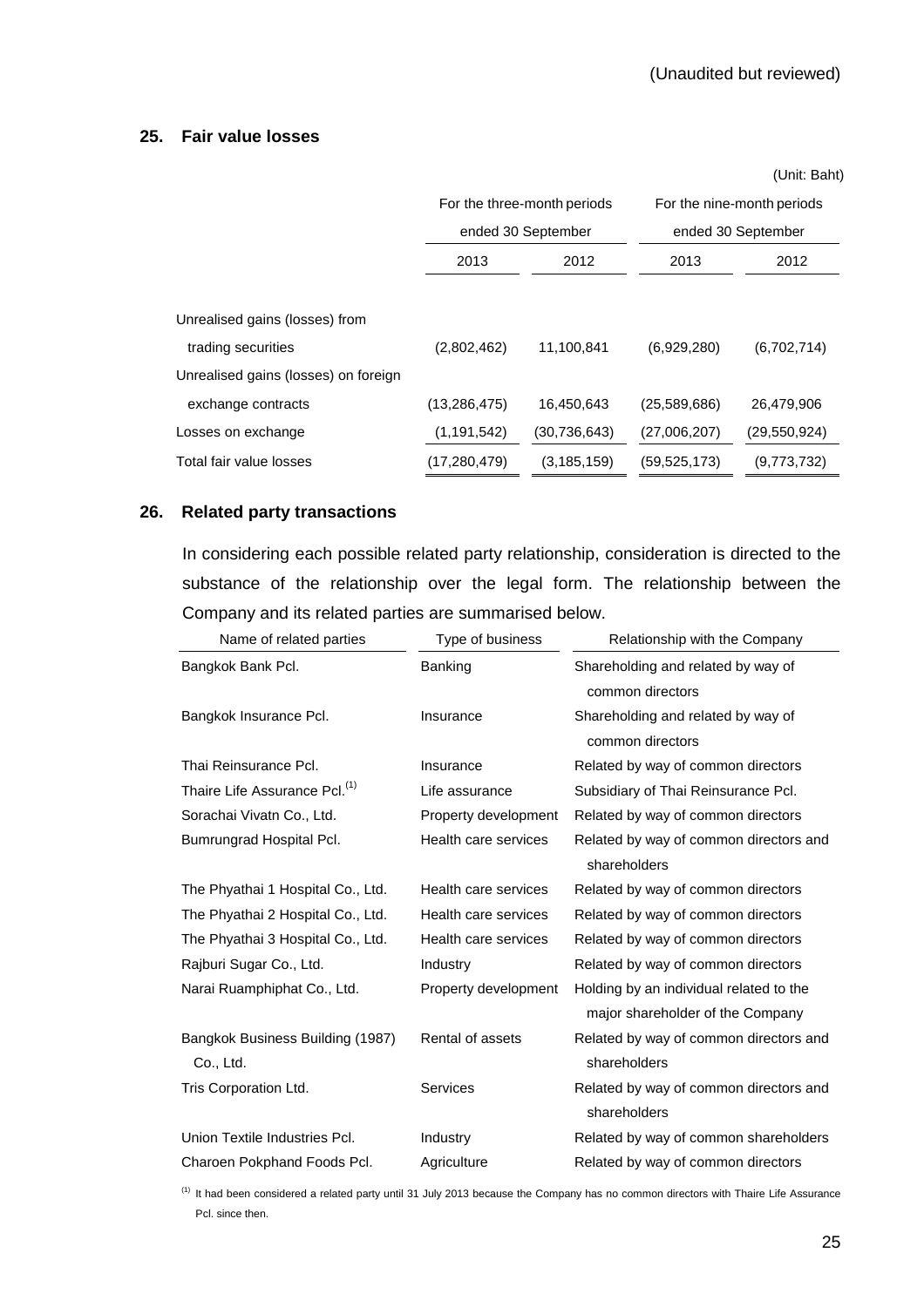(Unaudited but reviewed)

## 25. Fair value losses

(Unit: Baht)

| | For the three-month periods ended 30 September | | For the nine-month periods ended 30 September | |
|---|---|---|---|---|
| | 2013 | 2012 | 2013 | 2012 |
| Unrealised gains (losses) from trading securities | (2,802,462) | 11,100,841 | (6,929,280) | (6,702,714) |
| Unrealised gains (losses) on foreign exchange contracts | (13,286,475) | 16,450,643 | (25,589,686) | 26,479,906 |
| Losses on exchange | (1,191,542) | (30,736,643) | (27,006,207) | (29,550,924) |
| Total fair value losses | (17,280,479) | (3,185,159) | (59,525,173) | (9,773,732) |

## 26. Related party transactions

In considering each possible related party relationship, consideration is directed to the substance of the relationship over the legal form. The relationship between the Company and its related parties are summarised below.

| Name of related parties | Type of business | Relationship with the Company |
|---|---|---|
| Bangkok Bank Pcl. | Banking | Shareholding and related by way of common directors |
| Bangkok Insurance Pcl. | Insurance | Shareholding and related by way of common directors |
| Thai Reinsurance Pcl. | Insurance | Related by way of common directors |
| Thaire Life Assurance Pcl.[1] | Life assurance | Subsidiary of Thai Reinsurance Pcl. |
| Sorachai Vivatn Co., Ltd. | Property development | Related by way of common directors |
| Bumrungrad Hospital Pcl. | Health care services | Related by way of common directors and shareholders |
| The Phyathai 1 Hospital Co., Ltd. | Health care services | Related by way of common directors |
| The Phyathai 2 Hospital Co., Ltd. | Health care services | Related by way of common directors |
| The Phyathai 3 Hospital Co., Ltd. | Health care services | Related by way of common directors |
| Rajburi Sugar Co., Ltd. | Industry | Related by way of common directors |
| Narai Ruamphiphat Co., Ltd. | Property development | Holding by an individual related to the major shareholder of the Company |
| Bangkok Business Building (1987) Co., Ltd. | Rental of assets | Related by way of common directors and shareholders |
| Tris Corporation Ltd. | Services | Related by way of common directors and shareholders |
| Union Textile Industries Pcl. | Industry | Related by way of common shareholders |
| Charoen Pokphand Foods Pcl. | Agriculture | Related by way of common directors |

[1] It had been considered a related party until 31 July 2013 because the Company has no common directors with Thaire Life Assurance Pcl. since then.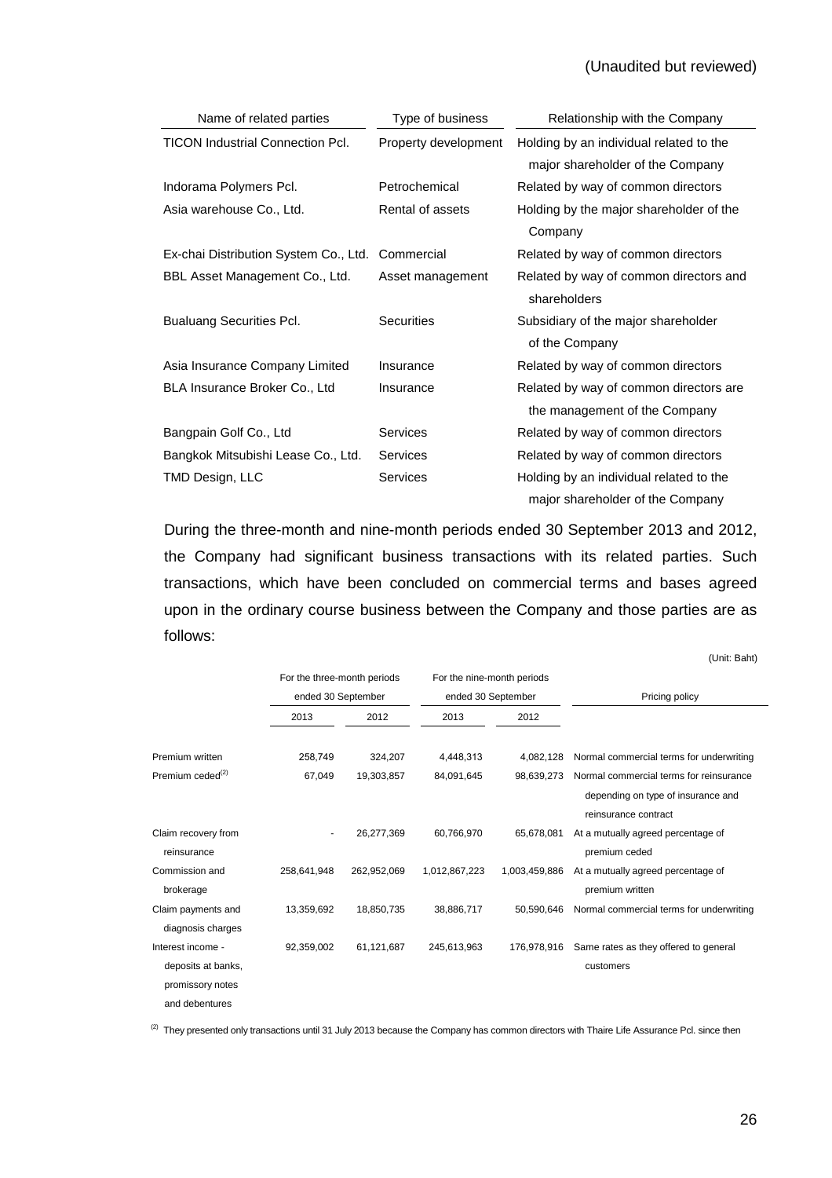(Unaudited but reviewed)

| Name of related parties | Type of business | Relationship with the Company |
|---|---|---|
| TICON Industrial Connection Pcl. | Property development | Holding by an individual related to the major shareholder of the Company |
| Indorama Polymers Pcl. | Petrochemical | Related by way of common directors |
| Asia warehouse Co., Ltd. | Rental of assets | Holding by the major shareholder of the Company |
| Ex-chai Distribution System Co., Ltd. | Commercial | Related by way of common directors |
| BBL Asset Management Co., Ltd. | Asset management | Related by way of common directors and shareholders |
| Bualuang Securities Pcl. | Securities | Subsidiary of the major shareholder of the Company |
| Asia Insurance Company Limited | Insurance | Related by way of common directors |
| BLA Insurance Broker Co., Ltd | Insurance | Related by way of common directors are the management of the Company |
| Bangpain Golf Co., Ltd | Services | Related by way of common directors |
| Bangkok Mitsubishi Lease Co., Ltd. | Services | Related by way of common directors |
| TMD Design, LLC | Services | Holding by an individual related to the major shareholder of the Company |

During the three-month and nine-month periods ended 30 September 2013 and 2012, the Company had significant business transactions with its related parties. Such transactions, which have been concluded on commercial terms and bases agreed upon in the ordinary course business between the Company and those parties are as follows:

(Unit: Baht)

| | For the three-month periods ended 30 September | | For the nine-month periods ended 30 September | | Pricing policy |
|---|---|---|---|---|---|
| | 2013 | 2012 | 2013 | 2012 | |
| Premium written | 258,749 | 324,207 | 4,448,313 | 4,082,128 | Normal commercial terms for underwriting |
| Premium ceded[(2)] | 67,049 | 19,303,857 | 84,091,645 | 98,639,273 | Normal commercial terms for reinsurance depending on type of insurance and reinsurance contract |
| Claim recovery from reinsurance | - | 26,277,369 | 60,766,970 | 65,678,081 | At a mutually agreed percentage of premium ceded |
| Commission and brokerage | 258,641,948 | 262,952,069 | 1,012,867,223 | 1,003,459,886 | At a mutually agreed percentage of premium written |
| Claim payments and diagnosis charges | 13,359,692 | 18,850,735 | 38,886,717 | 50,590,646 | Normal commercial terms for underwriting |
| Interest income - deposits at banks, promissory notes and debentures | 92,359,002 | 61,121,687 | 245,613,963 | 176,978,916 | Same rates as they offered to general customers |

[(2)] They presented only transactions until 31 July 2013 because the Company has common directors with Thaire Life Assurance Pcl. since then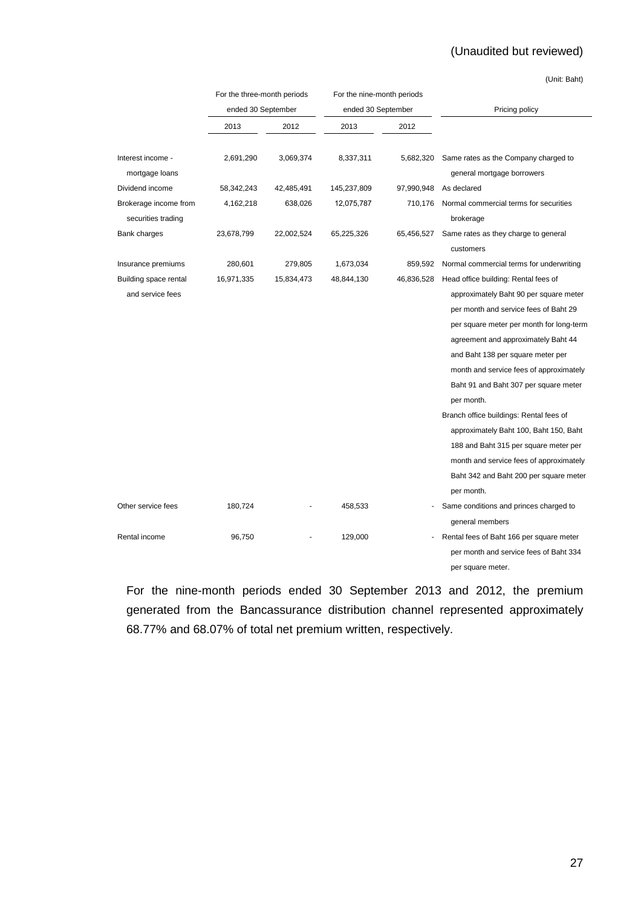(Unaudited but reviewed)

(Unit: Baht)

| | For the three-month periods ended 30 September | | For the nine-month periods ended 30 September | | Pricing policy |
|---|---|---|---|---|---|
| | 2013 | 2012 | 2013 | 2012 | |
| Interest income - mortgage loans | 2,691,290 | 3,069,374 | 8,337,311 | 5,682,320 | Same rates as the Company charged to general mortgage borrowers |
| Dividend income | 58,342,243 | 42,485,491 | 145,237,809 | 97,990,948 | As declared |
| Brokerage income from securities trading | 4,162,218 | 638,026 | 12,075,787 | 710,176 | Normal commercial terms for securities brokerage |
| Bank charges | 23,678,799 | 22,002,524 | 65,225,326 | 65,456,527 | Same rates as they charge to general customers |
| Insurance premiums | 280,601 | 279,805 | 1,673,034 | 859,592 | Normal commercial terms for underwriting |
| Building space rental and service fees | 16,971,335 | 15,834,473 | 48,844,130 | 46,836,528 | Head office building: Rental fees of approximately Baht 90 per square meter per month and service fees of Baht 29 per square meter per month for long-term agreement and approximately Baht 44 and Baht 138 per square meter per month and service fees of approximately Baht 91 and Baht 307 per square meter per month. Branch office buildings: Rental fees of approximately Baht 100, Baht 150, Baht 188 and Baht 315 per square meter per month and service fees of approximately Baht 342 and Baht 200 per square meter per month. |
| Other service fees | 180,724 | - | 458,533 | - | Same conditions and princes charged to general members |
| Rental income | 96,750 | - | 129,000 | - | Rental fees of Baht 166 per square meter per month and service fees of Baht 334 per square meter. |

For the nine-month periods ended 30 September 2013 and 2012, the premium generated from the Bancassurance distribution channel represented approximately 68.77% and 68.07% of total net premium written, respectively.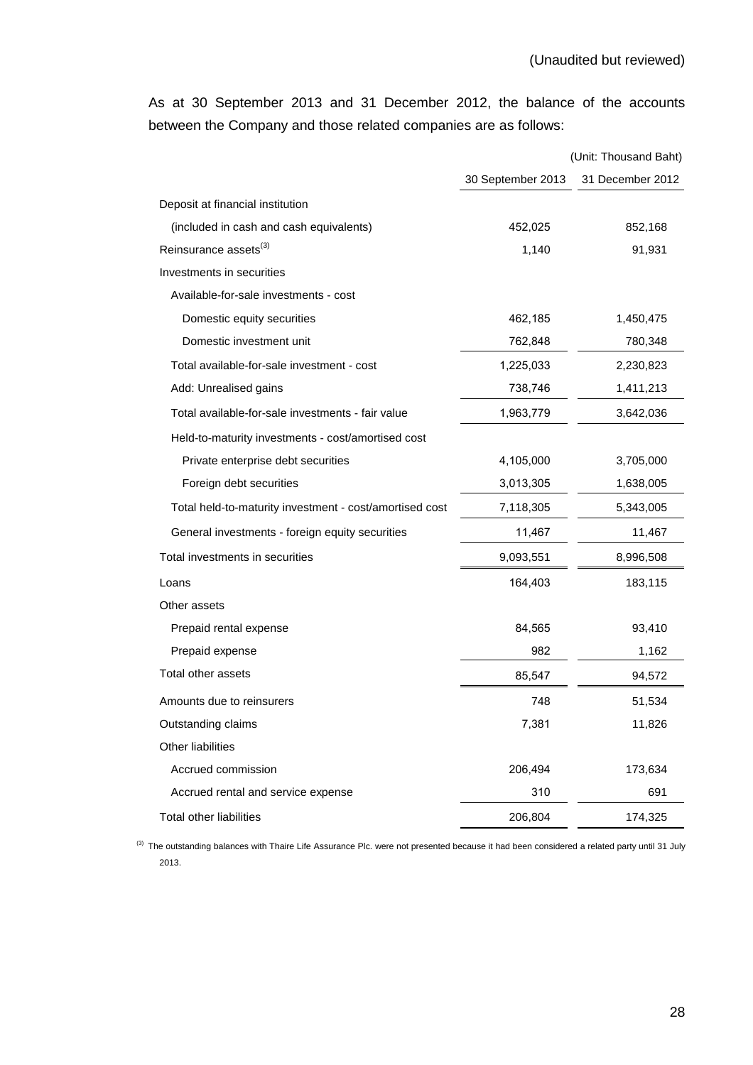(Unaudited but reviewed)

As at 30 September 2013 and 31 December 2012, the balance of the accounts between the Company and those related companies are as follows:

(Unit: Thousand Baht)

| | 30 September 2013 | 31 December 2012 |
|---|---|---|
| Deposit at financial institution | | |
| (included in cash and cash equivalents) | 452,025 | 852,168 |
| Reinsurance assets[(3)] | 1,140 | 91,931 |
| Investments in securities | | |
| Available-for-sale investments - cost | | |
| Domestic equity securities | 462,185 | 1,450,475 |
| Domestic investment unit | 762,848 | 780,348 |
| Total available-for-sale investment - cost | 1,225,033 | 2,230,823 |
| Add: Unrealised gains | 738,746 | 1,411,213 |
| Total available-for-sale investments - fair value | 1,963,779 | 3,642,036 |
| Held-to-maturity investments - cost/amortised cost | | |
| Private enterprise debt securities | 4,105,000 | 3,705,000 |
| Foreign debt securities | 3,013,305 | 1,638,005 |
| Total held-to-maturity investment - cost/amortised cost | 7,118,305 | 5,343,005 |
| General investments - foreign equity securities | 11,467 | 11,467 |
| Total investments in securities | 9,093,551 | 8,996,508 |
| Loans | 164,403 | 183,115 |
| Other assets | | |
| Prepaid rental expense | 84,565 | 93,410 |
| Prepaid expense | 982 | 1,162 |
| Total other assets | 85,547 | 94,572 |
| Amounts due to reinsurers | 748 | 51,534 |
| Outstanding claims | 7,381 | 11,826 |
| Other liabilities | | |
| Accrued commission | 206,494 | 173,634 |
| Accrued rental and service expense | 310 | 691 |
| Total other liabilities | 206,804 | 174,325 |

[(3)] The outstanding balances with Thaire Life Assurance Plc. were not presented because it had been considered a related party until 31 July 2013.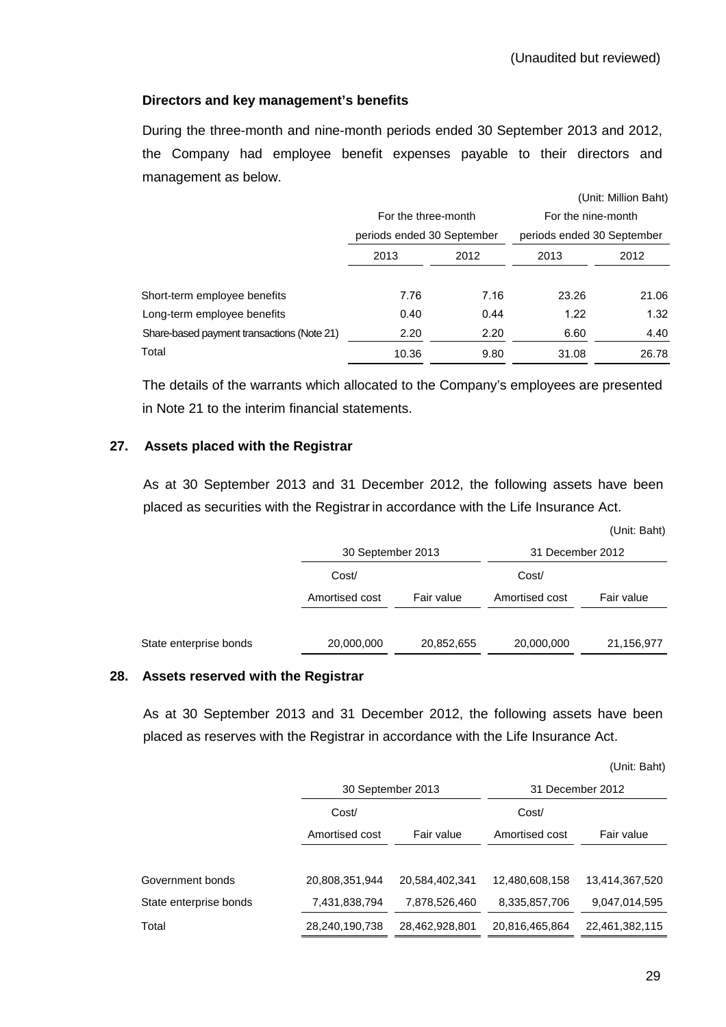(Unaudited but reviewed)

**Directors and key management's benefits**

During the three-month and nine-month periods ended 30 September 2013 and 2012, the Company had employee benefit expenses payable to their directors and management as below.

(Unit: Million Baht)

| | For the three-month periods ended 30 September | | For the nine-month periods ended 30 September | |
|---|---|---|---|---|
| | 2013 | 2012 | 2013 | 2012 |
| Short-term employee benefits | 7.76 | 7.16 | 23.26 | 21.06 |
| Long-term employee benefits | 0.40 | 0.44 | 1.22 | 1.32 |
| Share-based payment transactions (Note 21) | 2.20 | 2.20 | 6.60 | 4.40 |
| Total | 10.36 | 9.80 | 31.08 | 26.78 |

The details of the warrants which allocated to the Company's employees are presented in Note 21 to the interim financial statements.

## 27. Assets placed with the Registrar

As at 30 September 2013 and 31 December 2012, the following assets have been placed as securities with the Registrar in accordance with the Life Insurance Act.

(Unit: Baht)

| | 30 September 2013 | | 31 December 2012 | |
|---|---|---|---|---|
| | Cost/ Amortised cost | Fair value | Cost/ Amortised cost | Fair value |
| State enterprise bonds | 20,000,000 | 20,852,655 | 20,000,000 | 21,156,977 |

## 28. Assets reserved with the Registrar

As at 30 September 2013 and 31 December 2012, the following assets have been placed as reserves with the Registrar in accordance with the Life Insurance Act.

(Unit: Baht)

| | 30 September 2013 | | 31 December 2012 | |
|---|---|---|---|---|
| | Cost/ Amortised cost | Fair value | Cost/ Amortised cost | Fair value |
| Government bonds | 20,808,351,944 | 20,584,402,341 | 12,480,608,158 | 13,414,367,520 |
| State enterprise bonds | 7,431,838,794 | 7,878,526,460 | 8,335,857,706 | 9,047,014,595 |
| Total | 28,240,190,738 | 28,462,928,801 | 20,816,465,864 | 22,461,382,115 |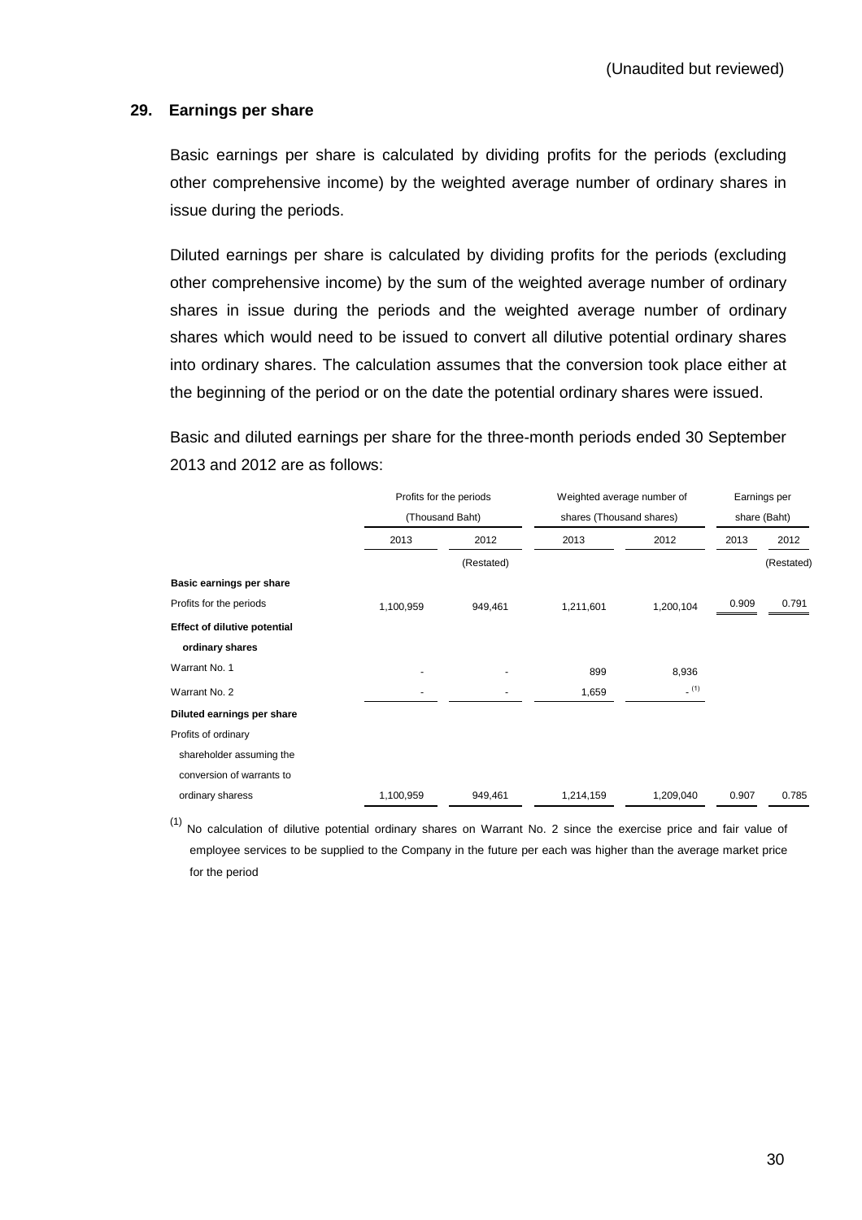(Unaudited but reviewed)

## 29. Earnings per share

Basic earnings per share is calculated by dividing profits for the periods (excluding other comprehensive income) by the weighted average number of ordinary shares in issue during the periods.

Diluted earnings per share is calculated by dividing profits for the periods (excluding other comprehensive income) by the sum of the weighted average number of ordinary shares in issue during the periods and the weighted average number of ordinary shares which would need to be issued to convert all dilutive potential ordinary shares into ordinary shares. The calculation assumes that the conversion took place either at the beginning of the period or on the date the potential ordinary shares were issued.

Basic and diluted earnings per share for the three-month periods ended 30 September 2013 and 2012 are as follows:

| | Profits for the periods (Thousand Baht) | | Weighted average number of shares (Thousand shares) | | Earnings per share (Baht) | |
|---|---|---|---|---|---|---|
| | 2013 | 2012 | 2013 | 2012 | 2013 | 2012 |
| | | (Restated) | | | | (Restated) |
| **Basic earnings per share** | | | | | | |
| Profits for the periods | 1,100,959 | 949,461 | 1,211,601 | 1,200,104 | 0.909 | 0.791 |
| **Effect of dilutive potential ordinary shares** | | | | | | |
| Warrant No. 1 | - | - | 899 | 8,936 | | |
| Warrant No. 2 | - | - | 1,659 | - [(1)] | | |
| **Diluted earnings per share** | | | | | | |
| Profits of ordinary shareholder assuming the conversion of warrants to ordinary sharess | 1,100,959 | 949,461 | 1,214,159 | 1,209,040 | 0.907 | 0.785 |

[(1)] No calculation of dilutive potential ordinary shares on Warrant No. 2 since the exercise price and fair value of employee services to be supplied to the Company in the future per each was higher than the average market price for the period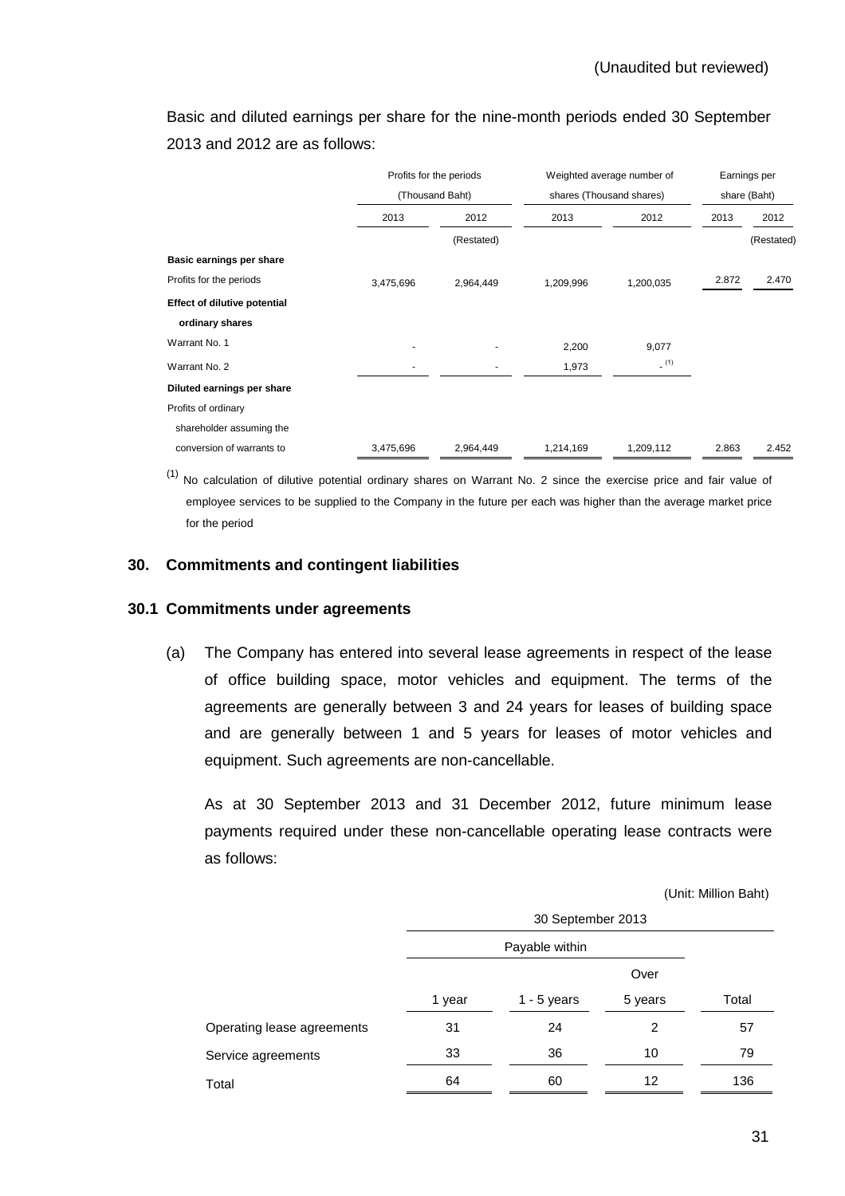(Unaudited but reviewed)

Basic and diluted earnings per share for the nine-month periods ended 30 September 2013 and 2012 are as follows:

| | Profits for the periods (Thousand Baht) | | Weighted average number of shares (Thousand shares) | | Earnings per share (Baht) | |
|---|---|---|---|---|---|---|
| | 2013 | 2012 | 2013 | 2012 | 2013 | 2012 |
| | | (Restated) | | | | (Restated) |
| **Basic earnings per share** | | | | | | |
| Profits for the periods | 3,475,696 | 2,964,449 | 1,209,996 | 1,200,035 | 2.872 | 2.470 |
| **Effect of dilutive potential ordinary shares** | | | | | | |
| Warrant No. 1 | - | - | 2,200 | 9,077 | | |
| Warrant No. 2 | - | - | 1,973 | - [(1)] | | |
| **Diluted earnings per share** | | | | | | |
| Profits of ordinary shareholder assuming the conversion of warrants to | 3,475,696 | 2,964,449 | 1,214,169 | 1,209,112 | 2.863 | 2.452 |

[(1)] No calculation of dilutive potential ordinary shares on Warrant No. 2 since the exercise price and fair value of employee services to be supplied to the Company in the future per each was higher than the average market price for the period

## 30. Commitments and contingent liabilities

### 30.1 Commitments under agreements

(a) The Company has entered into several lease agreements in respect of the lease of office building space, motor vehicles and equipment. The terms of the agreements are generally between 3 and 24 years for leases of building space and are generally between 1 and 5 years for leases of motor vehicles and equipment. Such agreements are non-cancellable.

As at 30 September 2013 and 31 December 2012, future minimum lease payments required under these non-cancellable operating lease contracts were as follows:

(Unit: Million Baht)

| | 30 September 2013 | | | |
|---|---|---|---|---|
| | Payable within | | | |
| | 1 year | 1 - 5 years | Over 5 years | Total |
| Operating lease agreements | 31 | 24 | 2 | 57 |
| Service agreements | 33 | 36 | 10 | 79 |
| Total | 64 | 60 | 12 | 136 |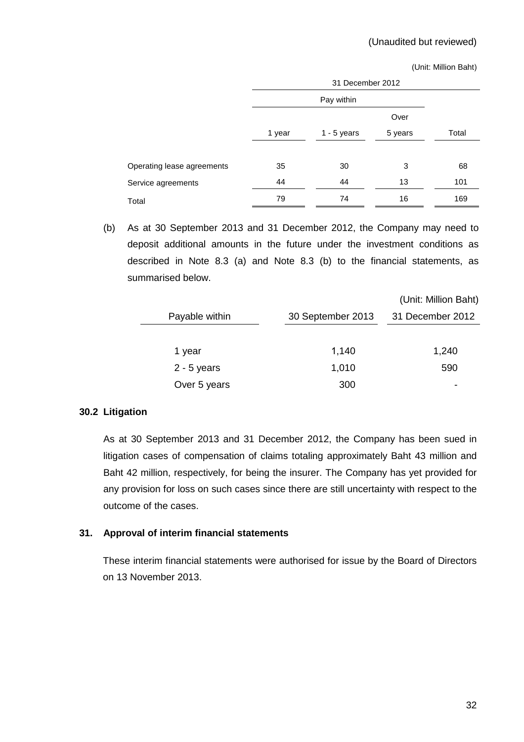(Unaudited but reviewed)

(Unit: Million Baht)

| | 31 December 2012 | | | |
|---|---|---|---|---|
| | Pay within | | | |
| | 1 year | 1 - 5 years | Over 5 years | Total |
| Operating lease agreements | 35 | 30 | 3 | 68 |
| Service agreements | 44 | 44 | 13 | 101 |
| Total | 79 | 74 | 16 | 169 |

(b) As at 30 September 2013 and 31 December 2012, the Company may need to deposit additional amounts in the future under the investment conditions as described in Note 8.3 (a) and Note 8.3 (b) to the financial statements, as summarised below.

(Unit: Million Baht)

| Payable within | 30 September 2013 | 31 December 2012 |
|---|---|---|
| 1 year | 1,140 | 1,240 |
| 2 - 5 years | 1,010 | 590 |
| Over 5 years | 300 | - |

### 30.2 Litigation

As at 30 September 2013 and 31 December 2012, the Company has been sued in litigation cases of compensation of claims totaling approximately Baht 43 million and Baht 42 million, respectively, for being the insurer. The Company has yet provided for any provision for loss on such cases since there are still uncertainty with respect to the outcome of the cases.

## 31. Approval of interim financial statements

These interim financial statements were authorised for issue by the Board of Directors on 13 November 2013.